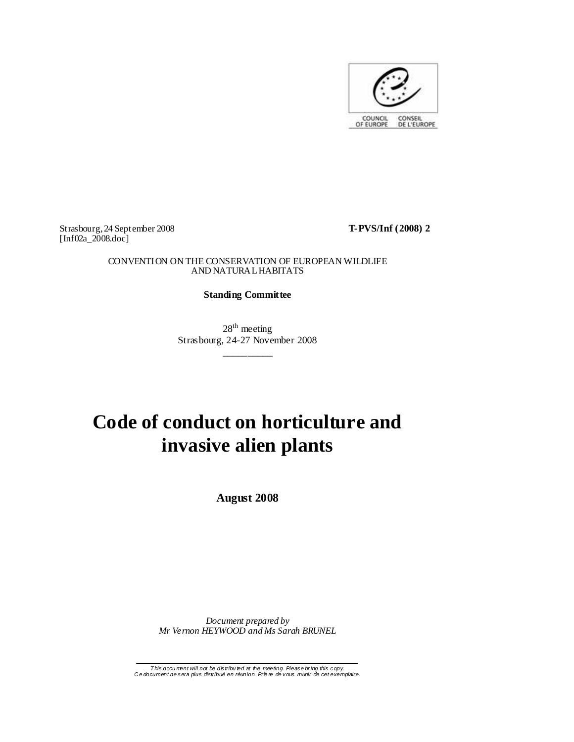COUNCIL OF EUROPE CONSEIL DE L'EUROPE

Strasbourg, 24 September 2008
[Inf02a_2008.doc]

**T-PVS/Inf (2008) 2**

CONVENTION ON THE CONSERVATION OF EUROPEAN WILDLIFE AND NATURAL HABITATS

**Standing Committee**

28th meeting
Strasbourg, 24-27 November 2008

# Code of conduct on horticulture and invasive alien plants

**August 2008**

*Document prepared by*
*Mr Vernon HEYWOOD and Ms Sarah BRUNEL*

*This document will not be distributed at the meeting. Please bring this copy.*
*Ce document ne sera plus distribué en réunion. Prière de vous munir de cet exemplaire.*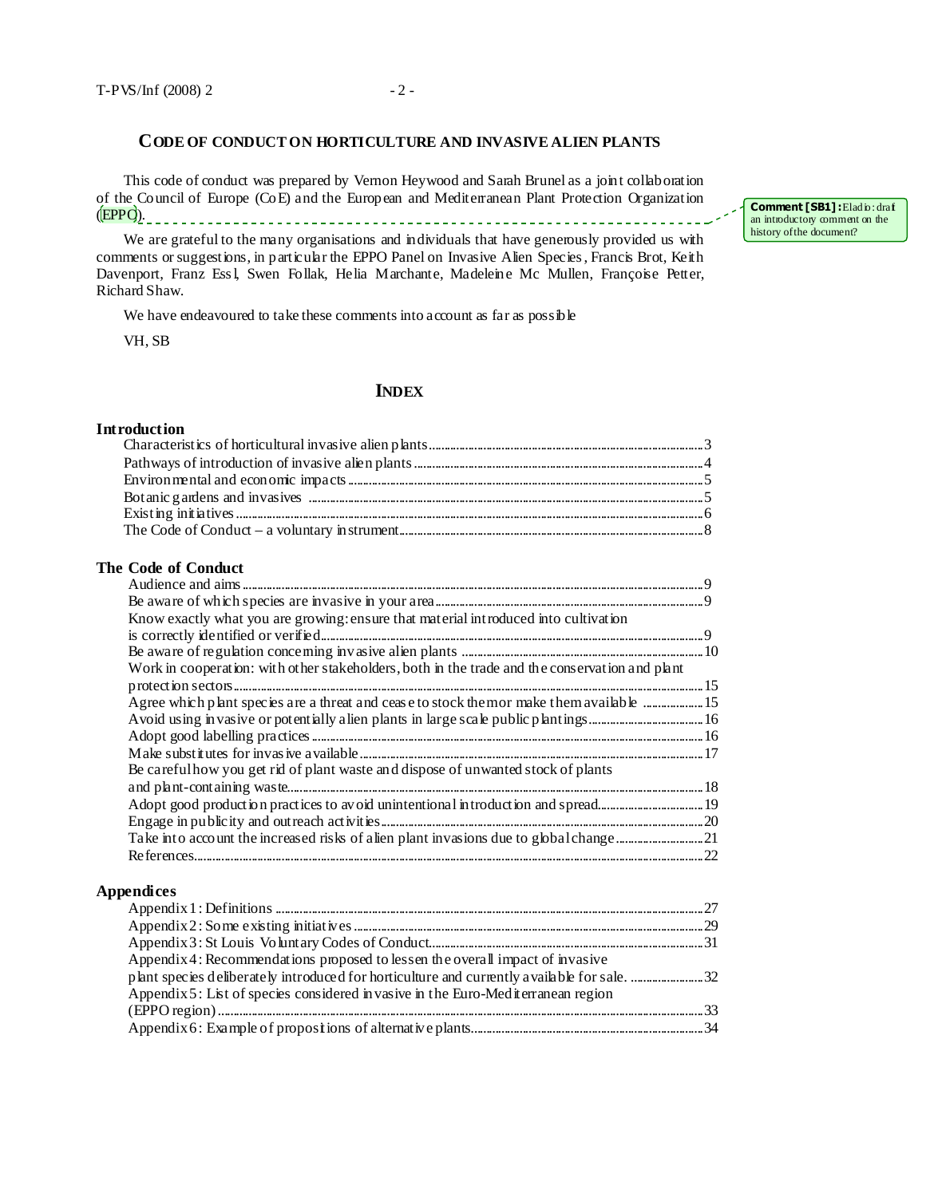## CODE OF CONDUCT ON HORTICULTURE AND INVASIVE ALIEN PLANTS

This code of conduct was prepared by Vernon Heywood and Sarah Brunel as a joint collaboration of the Council of Europe (CoE) and the European and Mediterranean Plant Protection Organization (EPPO).

**Comment [SB1]:** Eladio: draf an introductory comment on the history of the document?

We are grateful to the many organisations and individuals that have generously provided us with comments or suggestions, in particular the EPPO Panel on Invasive Alien Species, Francis Brot, Keith Davenport, Franz Essl, Swen Follak, Helia Marchante, Madeleine Mc Mullen, Françoise Petter, Richard Shaw.

We have endeavoured to take these comments into account as far as possible

VH, SB

## INDEX

**Introduction**

- Characteristics of horticultural invasive alien plants .......... 3
- Pathways of introduction of invasive alien plants .......... 4
- Environmental and economic impacts .......... 5
- Botanic gardens and invasives .......... 5
- Existing initiatives .......... 6
- The Code of Conduct – a voluntary instrument .......... 8

**The Code of Conduct**

- Audience and aims .......... 9
- Be aware of which species are invasive in your area .......... 9
- Know exactly what you are growing: ensure that material introduced into cultivation is correctly identified or verified .......... 9
- Be aware of regulation concerning invasive alien plants .......... 10
- Work in cooperation: with other stakeholders, both in the trade and the conservation and plant protection sectors .......... 15
- Agree which plant species are a threat and cease to stock them or make them available .......... 15
- Avoid using invasive or potentially alien plants in large scale public plantings .......... 16
- Adopt good labelling practices .......... 16
- Make substitutes for invasive available .......... 17
- Be careful how you get rid of plant waste and dispose of unwanted stock of plants and plant-containing waste .......... 18
- Adopt good production practices to avoid unintentional introduction and spread .......... 19
- Engage in publicity and outreach activities .......... 20
- Take into account the increased risks of alien plant invasions due to global change .......... 21
- References .......... 22

**Appendices**

- Appendix 1: Definitions .......... 27
- Appendix 2: Some existing initiatives .......... 29
- Appendix 3: St Louis Voluntary Codes of Conduct .......... 31
- Appendix 4: Recommendations proposed to lessen the overall impact of invasive plant species deliberately introduced for horticulture and currently available for sale. .......... 32
- Appendix 5: List of species considered invasive in the Euro-Mediterranean region (EPPO region) .......... 33
- Appendix 6: Example of propositions of alternative plants .......... 34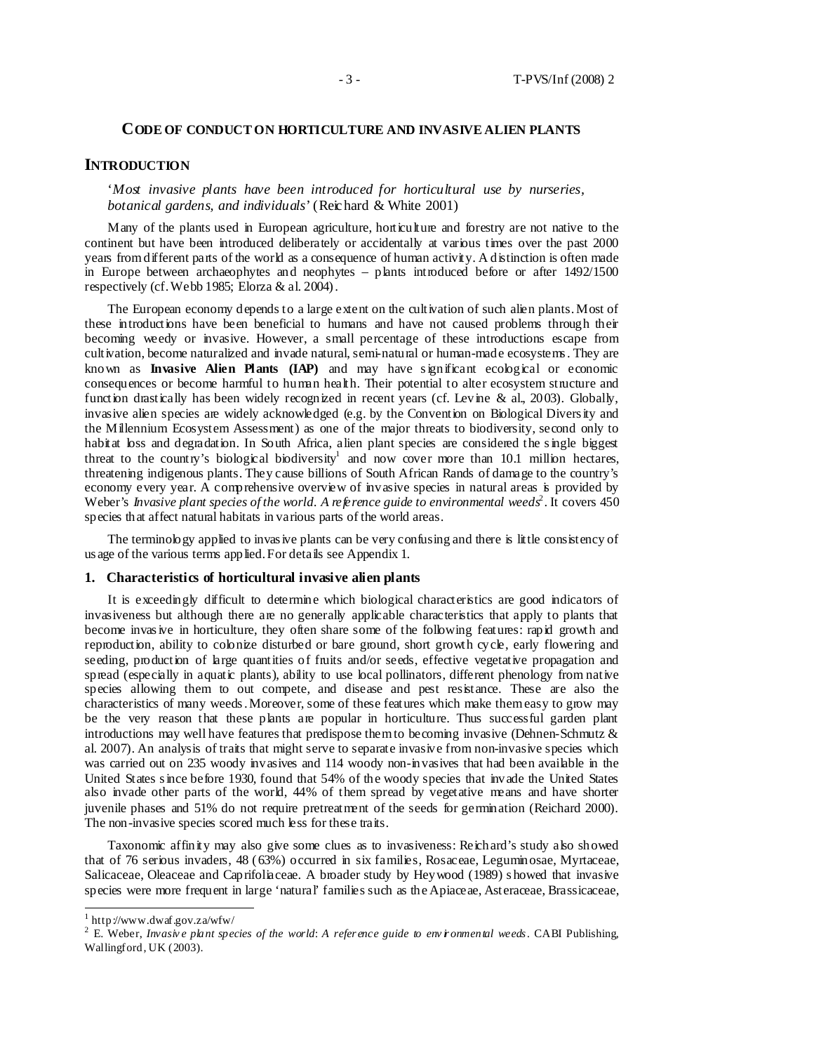## CODE OF CONDUCT ON HORTICULTURE AND INVASIVE ALIEN PLANTS

## INTRODUCTION

'*Most invasive plants have been introduced for horticultural use by nurseries, botanical gardens, and individuals*' (Reichard & White 2001)

Many of the plants used in European agriculture, horticulture and forestry are not native to the continent but have been introduced deliberately or accidentally at various times over the past 2000 years from different parts of the world as a consequence of human activity. A distinction is often made in Europe between archaeophytes and neophytes – plants introduced before or after 1492/1500 respectively (cf. Webb 1985; Elorza & al. 2004).

The European economy depends to a large extent on the cultivation of such alien plants. Most of these introductions have been beneficial to humans and have not caused problems through their becoming weedy or invasive. However, a small percentage of these introductions escape from cultivation, become naturalized and invade natural, semi-natural or human-made ecosystems. They are known as **Invasive Alien Plants (IAP)** and may have significant ecological or economic consequences or become harmful to human health. Their potential to alter ecosystem structure and function drastically has been widely recognized in recent years (cf. Levine & al., 2003). Globally, invasive alien species are widely acknowledged (e.g. by the Convention on Biological Diversity and the Millennium Ecosystem Assessment) as one of the major threats to biodiversity, second only to habitat loss and degradation. In South Africa, alien plant species are considered the single biggest threat to the country's biological biodiversity[1] and now cover more than 10.1 million hectares, threatening indigenous plants. They cause billions of South African Rands of damage to the country's economy every year. A comprehensive overview of invasive species in natural areas is provided by Weber's *Invasive plant species of the world. A reference guide to environmental weeds*[2]. It covers 450 species that affect natural habitats in various parts of the world areas.

The terminology applied to invasive plants can be very confusing and there is little consistency of usage of the various terms applied. For details see Appendix 1.

### 1. Characteristics of horticultural invasive alien plants

It is exceedingly difficult to determine which biological characteristics are good indicators of invasiveness but although there are no generally applicable characteristics that apply to plants that become invasive in horticulture, they often share some of the following features: rapid growth and reproduction, ability to colonize disturbed or bare ground, short growth cycle, early flowering and seeding, production of large quantities of fruits and/or seeds, effective vegetative propagation and spread (especially in aquatic plants), ability to use local pollinators, different phenology from native species allowing them to out compete, and disease and pest resistance. These are also the characteristics of many weeds. Moreover, some of these features which make them easy to grow may be the very reason that these plants are popular in horticulture. Thus successful garden plant introductions may well have features that predispose them to becoming invasive (Dehnen-Schmutz & al. 2007). An analysis of traits that might serve to separate invasive from non-invasive species which was carried out on 235 woody invasives and 114 woody non-invasives that had been available in the United States since before 1930, found that 54% of the woody species that invade the United States also invade other parts of the world, 44% of them spread by vegetative means and have shorter juvenile phases and 51% do not require pretreatment of the seeds for germination (Reichard 2000). The non-invasive species scored much less for these traits.

Taxonomic affinity may also give some clues as to invasiveness: Reichard's study also showed that of 76 serious invaders, 48 (63%) occurred in six families, Rosaceae, Leguminosae, Myrtaceae, Salicaceae, Oleaceae and Caprifoliaceae. A broader study by Heywood (1989) showed that invasive species were more frequent in large 'natural' families such as the Apiaceae, Asteraceae, Brassicaceae,

---

[1] http://www.dwaf.gov.za/wfw/

[2] E. Weber, *Invasive plant species of the world: A reference guide to environmental weeds*. CABI Publishing, Wallingford, UK (2003).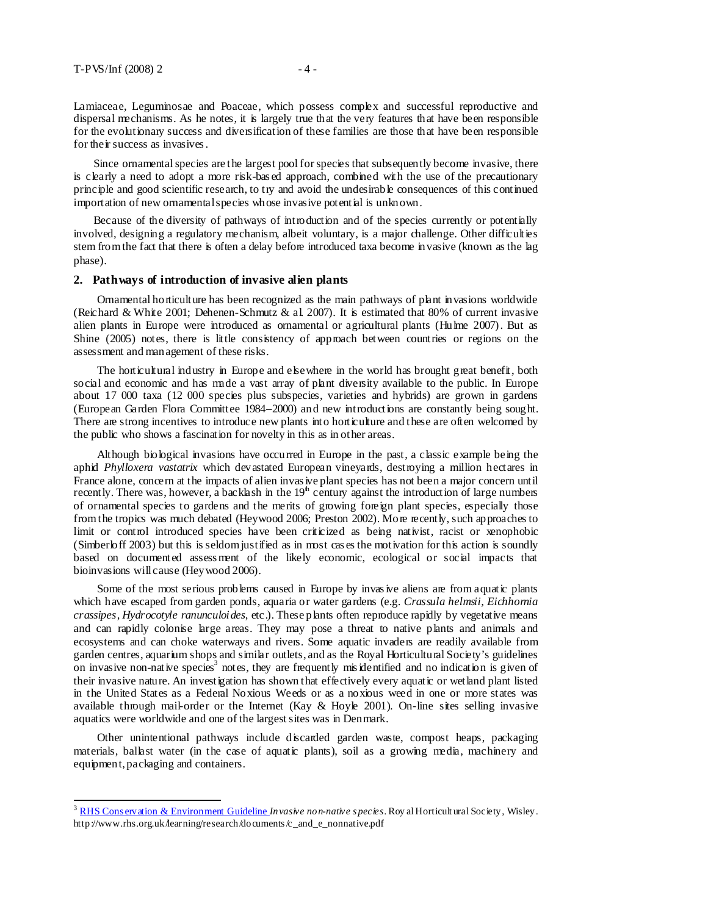Lamiaceae, Leguminosae and Poaceae, which possess complex and successful reproductive and dispersal mechanisms. As he notes, it is largely true that the very features that have been responsible for the evolutionary success and diversification of these families are those that have been responsible for their success as invasives.

Since ornamental species are the largest pool for species that subsequently become invasive, there is clearly a need to adopt a more risk-based approach, combined with the use of the precautionary principle and good scientific research, to try and avoid the undesirable consequences of this continued importation of new ornamental species whose invasive potential is unknown.

Because of the diversity of pathways of introduction and of the species currently or potentially involved, designing a regulatory mechanism, albeit voluntary, is a major challenge. Other difficulties stem from the fact that there is often a delay before introduced taxa become invasive (known as the lag phase).

## 2. Pathways of introduction of invasive alien plants

Ornamental horticulture has been recognized as the main pathways of plant invasions worldwide (Reichard & White 2001; Dehenen-Schmutz & al. 2007). It is estimated that 80% of current invasive alien plants in Europe were introduced as ornamental or agricultural plants (Hulme 2007). But as Shine (2005) notes, there is little consistency of approach between countries or regions on the assessment and management of these risks.

The horticultural industry in Europe and elsewhere in the world has brought great benefit, both social and economic and has made a vast array of plant diversity available to the public. In Europe about 17 000 taxa (12 000 species plus subspecies, varieties and hybrids) are grown in gardens (European Garden Flora Committee 1984–2000) and new introductions are constantly being sought. There are strong incentives to introduce new plants into horticulture and these are often welcomed by the public who shows a fascination for novelty in this as in other areas.

Although biological invasions have occurred in Europe in the past, a classic example being the aphid *Phylloxera vastatrix* which devastated European vineyards, destroying a million hectares in France alone, concern at the impacts of alien invasive plant species has not been a major concern until recently. There was, however, a backlash in the 19th century against the introduction of large numbers of ornamental species to gardens and the merits of growing foreign plant species, especially those from the tropics was much debated (Heywood 2006; Preston 2002). More recently, such approaches to limit or control introduced species have been criticized as being nativist, racist or xenophobic (Simberloff 2003) but this is seldom justified as in most cases the motivation for this action is soundly based on documented assessment of the likely economic, ecological or social impacts that bioinvasions will cause (Heywood 2006).

Some of the most serious problems caused in Europe by invasive aliens are from aquatic plants which have escaped from garden ponds, aquaria or water gardens (e.g. *Crassula helmsii, Eichhornia crassipes, Hydrocotyle ranunculoides*, etc.). These plants often reproduce rapidly by vegetative means and can rapidly colonise large areas. They may pose a threat to native plants and animals and ecosystems and can choke waterways and rivers. Some aquatic invaders are readily available from garden centres, aquarium shops and similar outlets, and as the Royal Horticultural Society's guidelines on invasive non-native species[3] notes, they are frequently misidentified and no indication is given of their invasive nature. An investigation has shown that effectively every aquatic or wetland plant listed in the United States as a Federal Noxious Weeds or as a noxious weed in one or more states was available through mail-order or the Internet (Kay & Hoyle 2001). On-line sites selling invasive aquatics were worldwide and one of the largest sites was in Denmark.

Other unintentional pathways include discarded garden waste, compost heaps, packaging materials, ballast water (in the case of aquatic plants), soil as a growing media, machinery and equipment, packaging and containers.

---

[3] RHS Conservation & Environment Guideline *Invasive non-native species*. Royal Horticultural Society, Wisley. http://www.rhs.org.uk/learning/research/documents/c_and_e_nonnative.pdf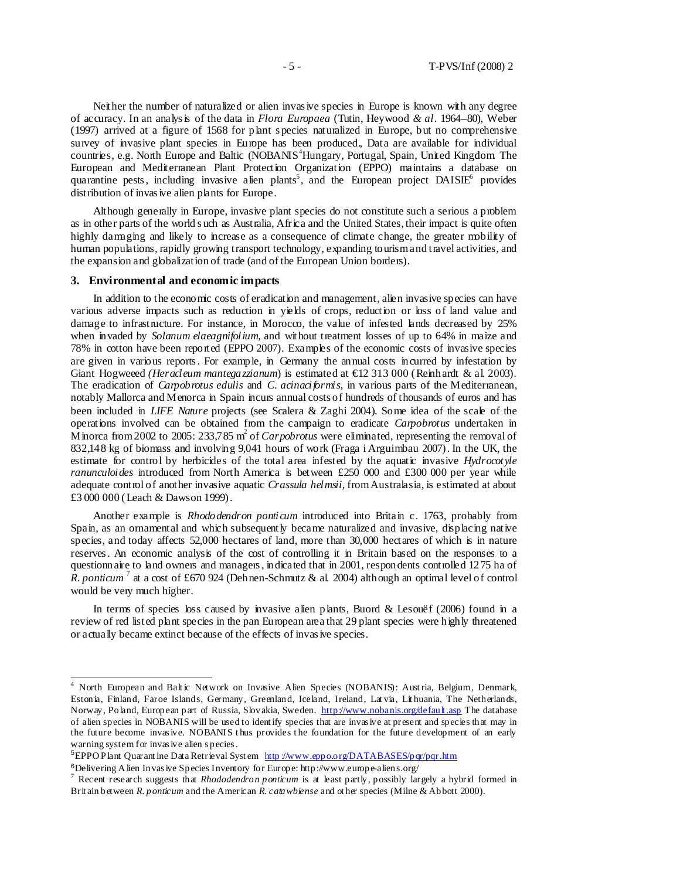Neither the number of naturalized or alien invasive species in Europe is known with any degree of accuracy. In an analysis of the data in *Flora Europaea* (Tutin, Heywood *& al*. 1964–80), Weber (1997) arrived at a figure of 1568 for plant species naturalized in Europe, but no comprehensive survey of invasive plant species in Europe has been produced., Data are available for individual countries, e.g. North Europe and Baltic (NOBANIS[4]Hungary, Portugal, Spain, United Kingdom. The European and Mediterranean Plant Protection Organization (EPPO) maintains a database on quarantine pests, including invasive alien plants[5], and the European project DAISIE[6] provides distribution of invasive alien plants for Europe.

Although generally in Europe, invasive plant species do not constitute such a serious a problem as in other parts of the world such as Australia, Africa and the United States, their impact is quite often highly damaging and likely to increase as a consequence of climate change, the greater mobility of human populations, rapidly growing transport technology, expanding tourism and travel activities, and the expansion and globalization of trade (and of the European Union borders).

## 3. Environmental and economic impacts

In addition to the economic costs of eradication and management, alien invasive species can have various adverse impacts such as reduction in yields of crops, reduction or loss of land value and damage to infrastructure. For instance, in Morocco, the value of infested lands decreased by 25% when invaded by *Solanum elaeagnifolium*, and without treatment losses of up to 64% in maize and 78% in cotton have been reported (EPPO 2007). Examples of the economic costs of invasive species are given in various reports. For example, in Germany the annual costs incurred by infestation by Giant Hogweeed *(Heracleum mantegazzianum*) is estimated at €12 313 000 (Reinhardt & al. 2003). The eradication of *Carpobrotus edulis* and *C. acinaciformis*, in various parts of the Mediterranean, notably Mallorca and Menorca in Spain incurs annual costs of hundreds of thousands of euros and has been included in *LIFE Nature* projects (see Scalera & Zaghi 2004). Some idea of the scale of the operations involved can be obtained from the campaign to eradicate *Carpobrotus* undertaken in Minorca from 2002 to 2005: 233,785 m$^2$ of *Carpobrotus* were eliminated, representing the removal of 832,148 kg of biomass and involving 9,041 hours of work (Fraga i Arguimbau 2007). In the UK, the estimate for control by herbicides of the total area infested by the aquatic invasive *Hydrocotyle ranunculoides* introduced from North America is between £250 000 and £300 000 per year while adequate control of another invasive aquatic *Crassula helmsii*, from Australasia, is estimated at about £3 000 000 (Leach & Dawson 1999).

Another example is *Rhododendron ponticum* introduced into Britain c. 1763, probably from Spain, as an ornamental and which subsequently became naturalized and invasive, displacing native species, and today affects 52,000 hectares of land, more than 30,000 hectares of which is in nature reserves. An economic analysis of the cost of controlling it in Britain based on the responses to a questionnaire to land owners and managers, indicated that in 2001, respondents controlled 1275 ha of *R. ponticum* [7] at a cost of £670 924 (Dehnen-Schmutz & al. 2004) although an optimal level of control would be very much higher.

In terms of species loss caused by invasive alien plants, Buord & Lesouëf (2006) found in a review of red listed plant species in the pan European area that 29 plant species were highly threatened or actually became extinct because of the effects of invasive species.

---

[4] North European and Baltic Network on Invasive Alien Species (NOBANIS): Austria, Belgium, Denmark, Estonia, Finland, Faroe Islands, Germany, Greenland, Iceland, Ireland, Latvia, Lithuania, The Netherlands, Norway, Poland, European part of Russia, Slovakia, Sweden. http://www.nobanis.org/default.asp The database of alien species in NOBANIS will be used to identify species that are invasive at present and species that may in the future become invasive. NOBANIS thus provides the foundation for the future development of an early warning system for invasive alien species.

[5] EPPO Plant Quarantine Data Retrieval System http://www.eppo.org/DATABASES/pqr/pqr.htm

[6] Delivering Alien Invasive Species Inventory for Europe: http://www.europe-aliens.org/

[7] Recent research suggests that *Rhododendron ponticum* is at least partly, possibly largely a hybrid formed in Britain between *R. ponticum* and the American *R. catawbiense* and other species (Milne & Abbott 2000).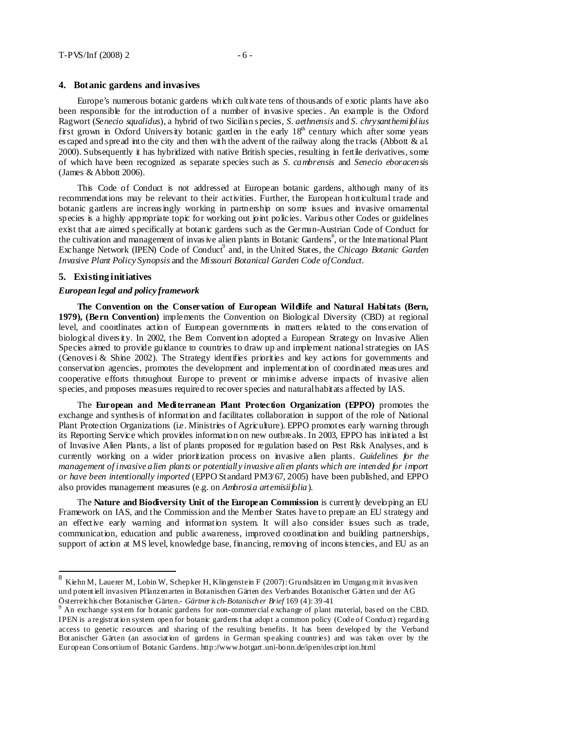## 4. Botanic gardens and invasives

Europe's numerous botanic gardens which cultivate tens of thousands of exotic plants have also been responsible for the introduction of a number of invasive species. An example is the Oxford Ragwort (*Senecio squalidus*), a hybrid of two Sicilian species, *S. aethnensis* and *S. chrysanthemifolius* first grown in Oxford University botanic garden in the early 18th century which after some years escaped and spread into the city and then with the advent of the railway along the tracks (Abbott & al. 2000). Subsequently it has hybridized with native British species, resulting in fertile derivatives, some of which have been recognized as separate species such as *S. cambrensis* and *Senecio eboracensis* (James & Abbott 2006).

This Code of Conduct is not addressed at European botanic gardens, although many of its recommendations may be relevant to their activities. Further, the European horticultural trade and botanic gardens are increasingly working in partnership on some issues and invasive ornamental species is a highly appropriate topic for working out joint policies. Various other Codes or guidelines exist that are aimed specifically at botanic gardens such as the German-Austrian Code of Conduct for the cultivation and management of invasive alien plants in Botanic Gardens[8], or the International Plant Exchange Network (IPEN) Code of Conduct[9] and, in the United States, the *Chicago Botanic Garden Invasive Plant Policy Synopsis* and the *Missouri Botanical Garden Code of Conduct*.

## 5. Existing initiatives

### *European legal and policy framework*

**The Convention on the Conservation of European Wildlife and Natural Habitats (Bern, 1979), (Bern Convention)** implements the Convention on Biological Diversity (CBD) at regional level, and coordinates action of European governments in matters related to the conservation of biological diversity. In 2002, the Bern Convention adopted a European Strategy on Invasive Alien Species aimed to provide guidance to countries to draw up and implement national strategies on IAS (Genovesi & Shine 2002). The Strategy identifies priorities and key actions for governments and conservation agencies, promotes the development and implementation of coordinated measures and cooperative efforts throughout Europe to prevent or minimise adverse impacts of invasive alien species, and proposes measures required to recover species and natural habitats affected by IAS.

The **European and Mediterranean Plant Protection Organization (EPPO)** promotes the exchange and synthesis of information and facilitates collaboration in support of the role of National Plant Protection Organizations (i.e. Ministries of Agriculture). EPPO promotes early warning through its Reporting Service which provides information on new outbreaks. In 2003, EPPO has initiated a list of Invasive Alien Plants, a list of plants proposed for regulation based on Pest Risk Analyses, and is currently working on a wider prioritization process on invasive alien plants. *Guidelines for the management of invasive alien plants or potentially invasive alien plants which are intended for import or have been intentionally imported* (EPPO Standard PM3/67, 2005) have been published, and EPPO also provides management measures (e.g. on *Ambrosia artemisiifolia*).

The **Nature and Biodiversity Unit of the European Commission** is currently developing an EU Framework on IAS, and the Commission and the Member States have to prepare an EU strategy and an effective early warning and information system. It will also consider issues such as trade, communication, education and public awareness, improved coordination and building partnerships, support of action at MS level, knowledge base, financing, removing of inconsistencies, and EU as an

---

[8] Kiehn M, Lauerer M, Lobin W, Schepker H, Klingenstein F (2007): Grundsätzen im Umgang mit invasiven und potentiell invasiven Pflanzenarten in Botanischen Gärten des Verbandes Botanischer Gärten und der AG Österreichischer Botanischer Gärten.- *Gärtnerisch-Botanischer Brief* 169 (4): 39-41

[9] An exchange system for botanic gardens for non-commercial exchange of plant material, based on the CBD. IPEN is a registration system open for botanic gardens that adopt a common policy (Code of Conduct) regarding access to genetic resources and sharing of the resulting benefits. It has been developed by the Verband Botanischer Gärten (an association of gardens in German speaking countries) and was taken over by the European Consortium of Botanic Gardens. http://www.botgart.uni-bonn.de/ipen/description.html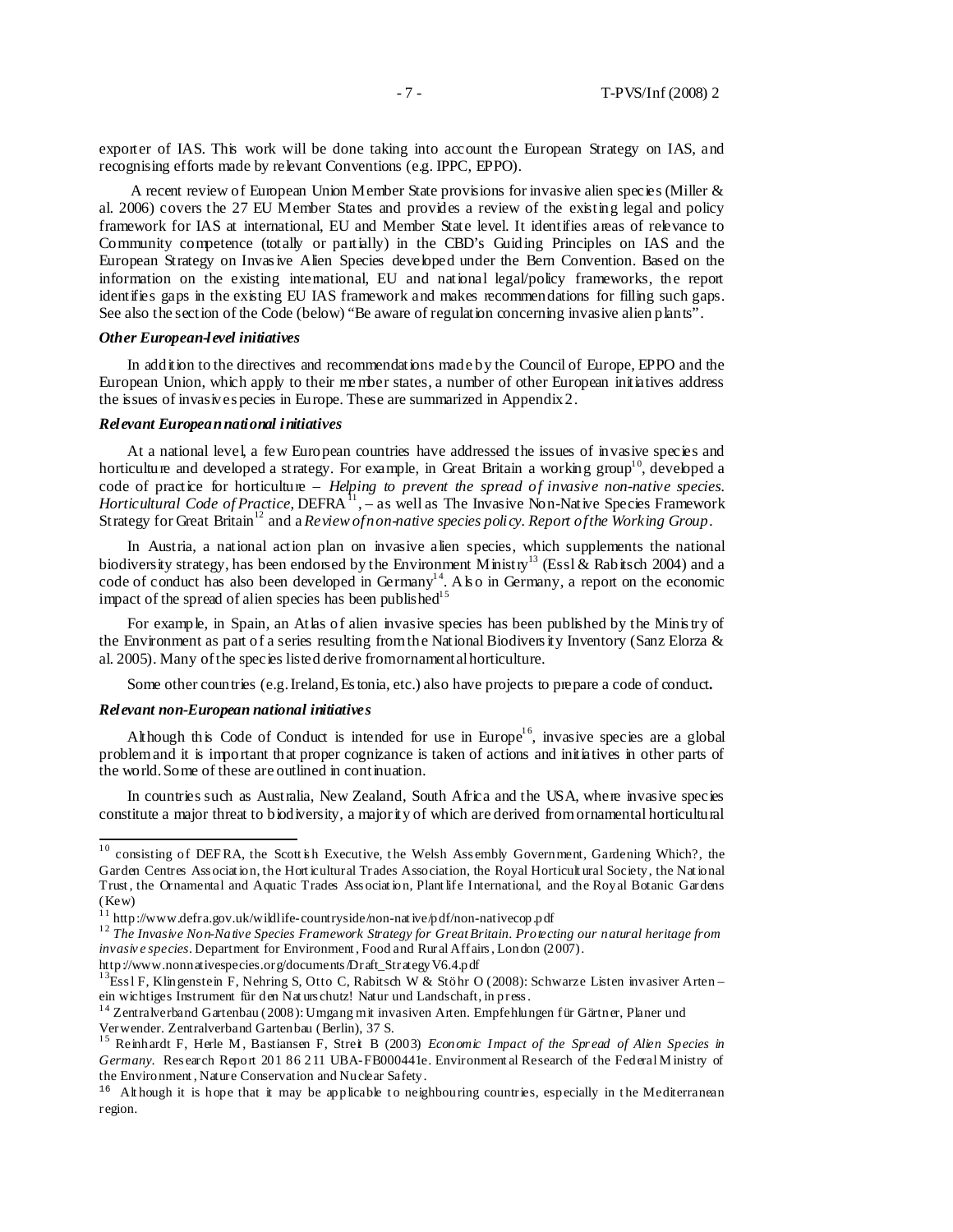exporter of IAS. This work will be done taking into account the European Strategy on IAS, and recognising efforts made by relevant Conventions (e.g. IPPC, EPPO).

A recent review of European Union Member State provisions for invasive alien species (Miller & al. 2006) covers the 27 EU Member States and provides a review of the existing legal and policy framework for IAS at international, EU and Member State level. It identifies areas of relevance to Community competence (totally or partially) in the CBD's Guiding Principles on IAS and the European Strategy on Invasive Alien Species developed under the Bern Convention. Based on the information on the existing international, EU and national legal/policy frameworks, the report identifies gaps in the existing EU IAS framework and makes recommendations for filling such gaps. See also the section of the Code (below) "Be aware of regulation concerning invasive alien plants".

### *Other European-level initiatives*

In addition to the directives and recommendations made by the Council of Europe, EPPO and the European Union, which apply to their member states, a number of other European initiatives address the issues of invasive species in Europe. These are summarized in Appendix 2.

### *Relevant European national initiatives*

At a national level, a few European countries have addressed the issues of invasive species and horticulture and developed a strategy. For example, in Great Britain a working group[10], developed a code of practice for horticulture – *Helping to prevent the spread of invasive non-native species. Horticultural Code of Practice*, DEFRA[11], – as well as The Invasive Non-Native Species Framework Strategy for Great Britain[12] and a *Review of non-native species policy. Report of the Working Group*.

In Austria, a national action plan on invasive alien species, which supplements the national biodiversity strategy, has been endorsed by the Environment Ministry[13] (Essl & Rabitsch 2004) and a code of conduct has also been developed in Germany[14]. Also in Germany, a report on the economic impact of the spread of alien species has been published[15]

For example, in Spain, an Atlas of alien invasive species has been published by the Ministry of the Environment as part of a series resulting from the National Biodiversity Inventory (Sanz Elorza & al. 2005). Many of the species listed derive from ornamental horticulture.

Some other countries (e.g. Ireland, Estonia, etc.) also have projects to prepare a code of conduct**.**

### *Relevant non-European national initiatives*

Although this Code of Conduct is intended for use in Europe[16], invasive species are a global problem and it is important that proper cognizance is taken of actions and initiatives in other parts of the world. Some of these are outlined in continuation.

In countries such as Australia, New Zealand, South Africa and the USA, where invasive species constitute a major threat to biodiversity, a majority of which are derived from ornamental horticultural

---

[10] consisting of DEFRA, the Scottish Executive, the Welsh Assembly Government, Gardening Which?, the Garden Centres Association, the Horticultural Trades Association, the Royal Horticultural Society, the National Trust, the Ornamental and Aquatic Trades Association, Plantlife International, and the Royal Botanic Gardens (Kew)

[11] http://www.defra.gov.uk/wildlife-countryside/non-native/pdf/non-nativecop.pdf

[12] *The Invasive Non-Native Species Framework Strategy for Great Britain. Protecting our natural heritage from invasive species*. Department for Environment, Food and Rural Affairs, London (2007). http://www.nonnativespecies.org/documents/Draft_StrategyV6.4.pdf

[13] Essl F, Klingenstein F, Nehring S, Otto C, Rabitsch W & Stöhr O (2008): Schwarze Listen invasiver Arten – ein wichtiges Instrument für den Naturschutz! Natur und Landschaft, in press.

[14] Zentralverband Gartenbau (2008): Umgang mit invasiven Arten. Empfehlungen für Gärtner, Planer und Verwender. Zentralverband Gartenbau (Berlin), 37 S.

[15] Reinhardt F, Herle M, Bastiansen F, Streit B (2003) *Economic Impact of the Spread of Alien Species in Germany*. Research Report 201 86 211 UBA-FB000441e. Environmental Research of the Federal Ministry of the Environment, Nature Conservation and Nuclear Safety.

[16] Although it is hope that it may be applicable to neighbouring countries, especially in the Mediterranean region.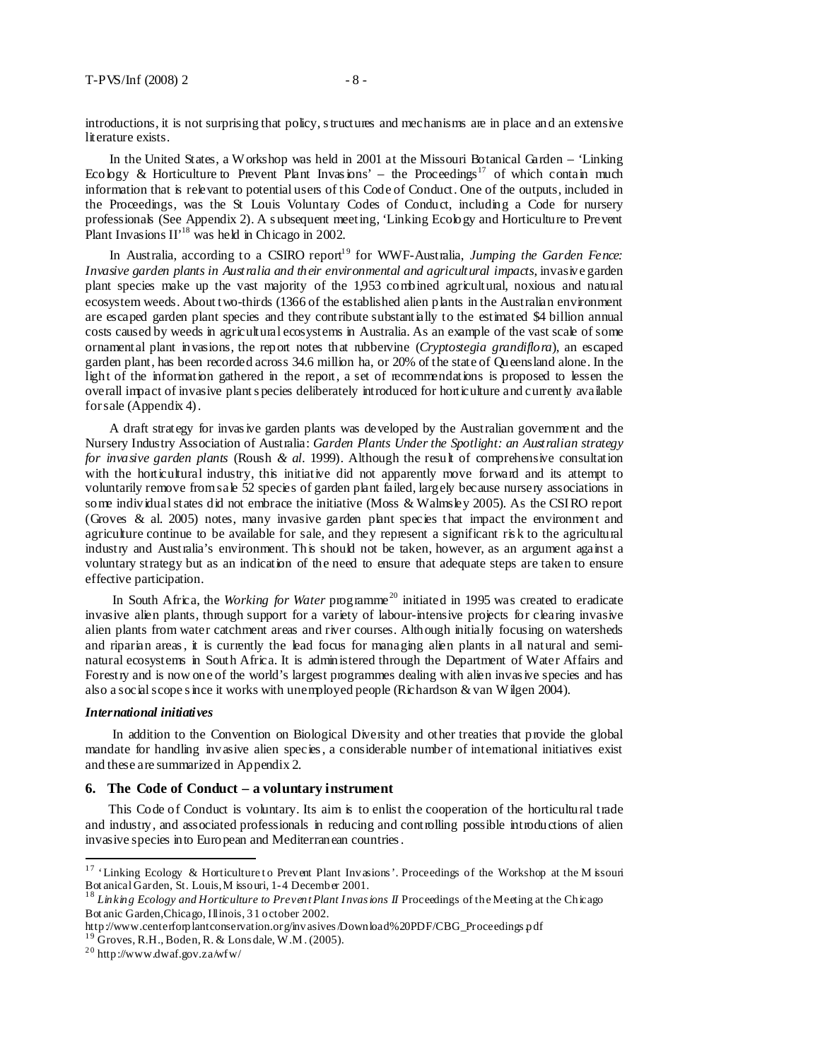introductions, it is not surprising that policy, structures and mechanisms are in place and an extensive literature exists.

In the United States, a Workshop was held in 2001 at the Missouri Botanical Garden – 'Linking Ecology & Horticulture to Prevent Plant Invasions' – the Proceedings[17] of which contain much information that is relevant to potential users of this Code of Conduct. One of the outputs, included in the Proceedings, was the St Louis Voluntary Codes of Conduct, including a Code for nursery professionals (See Appendix 2). A subsequent meeting, 'Linking Ecology and Horticulture to Prevent Plant Invasions II'[18] was held in Chicago in 2002.

In Australia, according to a CSIRO report[19] for WWF-Australia, *Jumping the Garden Fence: Invasive garden plants in Australia and their environmental and agricultural impacts*, invasive garden plant species make up the vast majority of the 1,953 combined agricultural, noxious and natural ecosystem weeds. About two-thirds (1366 of the established alien plants in the Australian environment are escaped garden plant species and they contribute substantially to the estimated $4 billion annual costs caused by weeds in agricultural ecosystems in Australia. As an example of the vast scale of some ornamental plant invasions, the report notes that rubbervine (*Cryptostegia grandiflora*), an escaped garden plant, has been recorded across 34.6 million ha, or 20% of the state of Queensland alone. In the light of the information gathered in the report, a set of recommendations is proposed to lessen the overall impact of invasive plant species deliberately introduced for horticulture and currently available for sale (Appendix 4).

A draft strategy for invasive garden plants was developed by the Australian government and the Nursery Industry Association of Australia: *Garden Plants Under the Spotlight: an Australian strategy for invasive garden plants* (Roush *& al.* 1999). Although the result of comprehensive consultation with the horticultural industry, this initiative did not apparently move forward and its attempt to voluntarily remove from sale 52 species of garden plant failed, largely because nursery associations in some individual states did not embrace the initiative (Moss & Walmsley 2005). As the CSIRO report (Groves & al. 2005) notes, many invasive garden plant species that impact the environment and agriculture continue to be available for sale, and they represent a significant risk to the agricultural industry and Australia's environment. This should not be taken, however, as an argument against a voluntary strategy but as an indication of the need to ensure that adequate steps are taken to ensure effective participation.

In South Africa, the *Working for Water* programme[20] initiated in 1995 was created to eradicate invasive alien plants, through support for a variety of labour-intensive projects for clearing invasive alien plants from water catchment areas and river courses. Although initially focusing on watersheds and riparian areas, it is currently the lead focus for managing alien plants in all natural and semi-natural ecosystems in South Africa. It is administered through the Department of Water Affairs and Forestry and is now one of the world's largest programmes dealing with alien invasive species and has also a social scope since it works with unemployed people (Richardson & van Wilgen 2004).

***International initiatives***

In addition to the Convention on Biological Diversity and other treaties that provide the global mandate for handling invasive alien species, a considerable number of international initiatives exist and these are summarized in Appendix 2.

## 6. The Code of Conduct – a voluntary instrument

This Code of Conduct is voluntary. Its aim is to enlist the cooperation of the horticultural trade and industry, and associated professionals in reducing and controlling possible introductions of alien invasive species into European and Mediterranean countries.

---

[17] 'Linking Ecology & Horticulture to Prevent Plant Invasions'. Proceedings of the Workshop at the Missouri Botanical Garden, St. Louis, Missouri, 1-4 December 2001.

[18] *Linking Ecology and Horticulture to Prevent Plant Invasions II* Proceedings of the Meeting at the Chicago Botanic Garden, Chicago, Illinois, 31 october 2002.
http://www.centerforplantconservation.org/invasives/Download%20PDF/CBG_Proceedings.pdf

[19] Groves, R.H., Boden, R. & Lonsdale, W.M. (2005).

[20] http://www.dwaf.gov.za/wfw/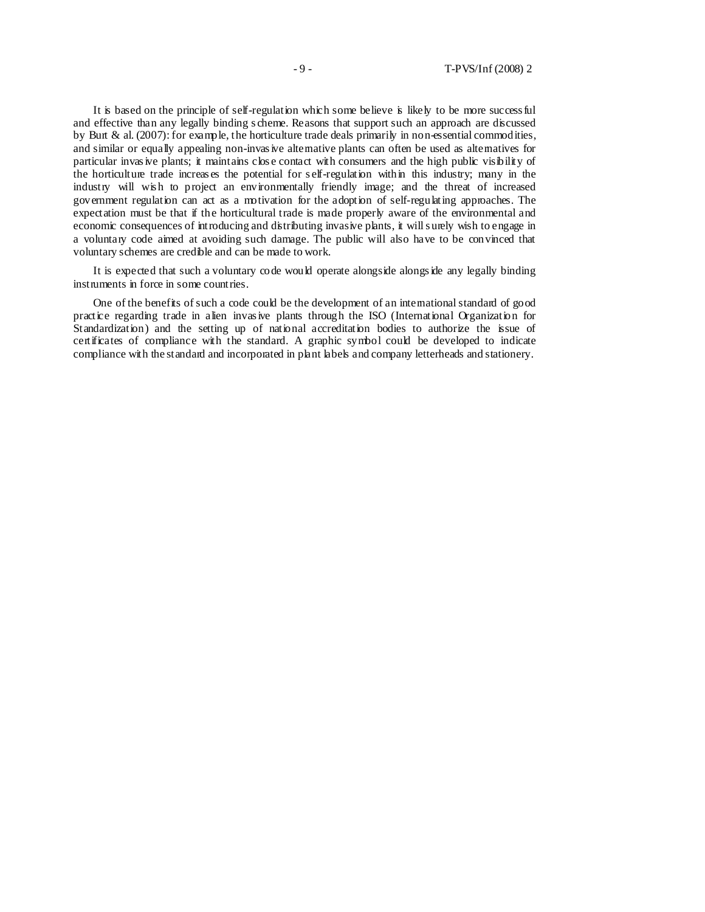It is based on the principle of self-regulation which some believe is likely to be more successful and effective than any legally binding scheme. Reasons that support such an approach are discussed by Burt & al. (2007): for example, the horticulture trade deals primarily in non-essential commodities, and similar or equally appealing non-invasive alternative plants can often be used as alternatives for particular invasive plants; it maintains close contact with consumers and the high public visibility of the horticulture trade increases the potential for self-regulation within this industry; many in the industry will wish to project an environmentally friendly image; and the threat of increased government regulation can act as a motivation for the adoption of self-regulating approaches. The expectation must be that if the horticultural trade is made properly aware of the environmental and economic consequences of introducing and distributing invasive plants, it will surely wish to engage in a voluntary code aimed at avoiding such damage. The public will also have to be convinced that voluntary schemes are credible and can be made to work.

It is expected that such a voluntary code would operate alongside alongside any legally binding instruments in force in some countries.

One of the benefits of such a code could be the development of an international standard of good practice regarding trade in alien invasive plants through the ISO (International Organization for Standardization) and the setting up of national accreditation bodies to authorize the issue of certificates of compliance with the standard. A graphic symbol could be developed to indicate compliance with the standard and incorporated in plant labels and company letterheads and stationery.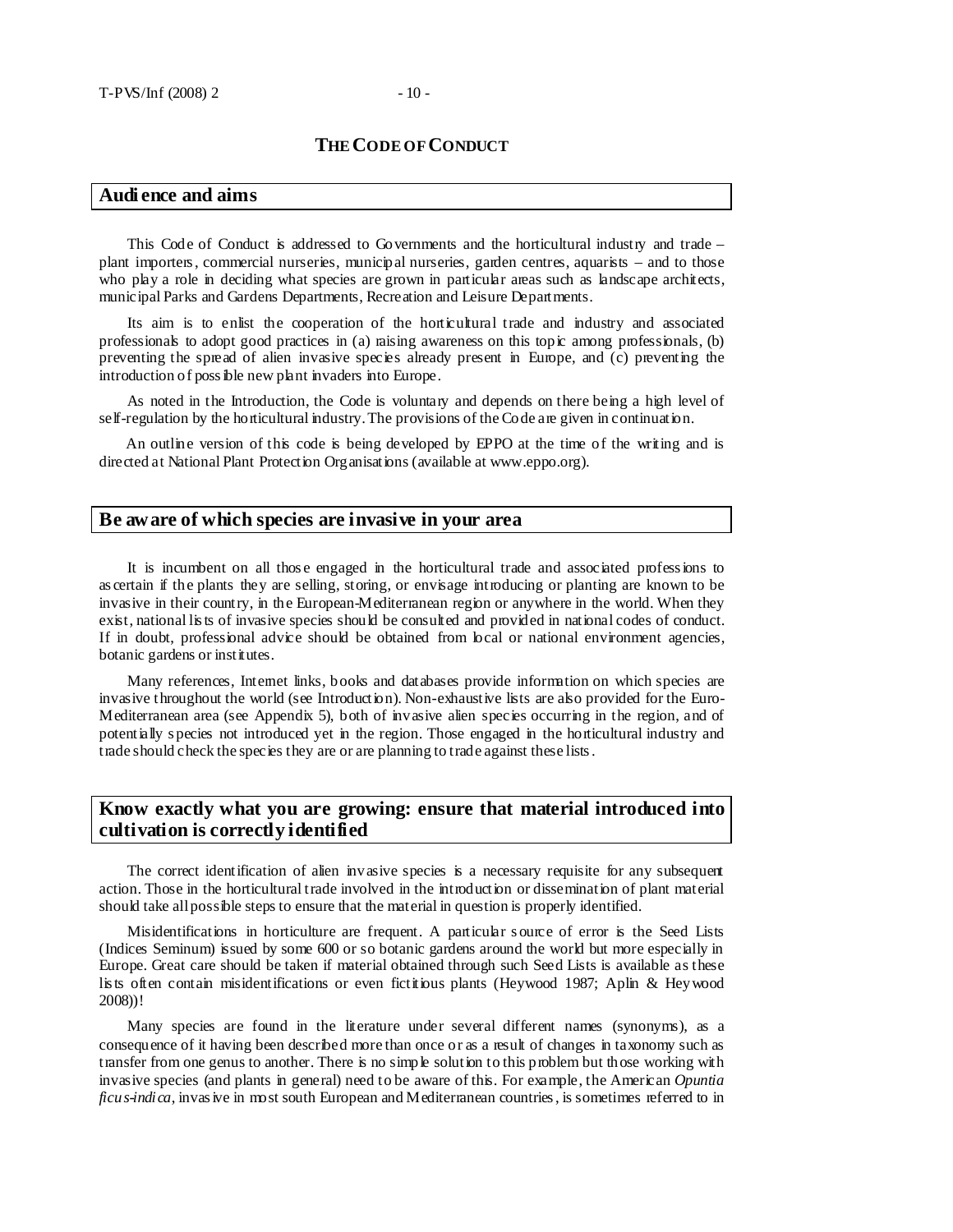## THE CODE OF CONDUCT

### Audience and aims

This Code of Conduct is addressed to Governments and the horticultural industry and trade – plant importers, commercial nurseries, municipal nurseries, garden centres, aquarists – and to those who play a role in deciding what species are grown in particular areas such as landscape architects, municipal Parks and Gardens Departments, Recreation and Leisure Departments.

Its aim is to enlist the cooperation of the horticultural trade and industry and associated professionals to adopt good practices in (a) raising awareness on this topic among professionals, (b) preventing the spread of alien invasive species already present in Europe, and (c) preventing the introduction of possible new plant invaders into Europe.

As noted in the Introduction, the Code is voluntary and depends on there being a high level of self-regulation by the horticultural industry. The provisions of the Code are given in continuation.

An outline version of this code is being developed by EPPO at the time of the writing and is directed at National Plant Protection Organisations (available at www.eppo.org).

### Be aware of which species are invasive in your area

It is incumbent on all those engaged in the horticultural trade and associated professions to ascertain if the plants they are selling, storing, or envisage introducing or planting are known to be invasive in their country, in the European-Mediterranean region or anywhere in the world. When they exist, national lists of invasive species should be consulted and provided in national codes of conduct. If in doubt, professional advice should be obtained from local or national environment agencies, botanic gardens or institutes.

Many references, Internet links, books and databases provide information on which species are invasive throughout the world (see Introduction). Non-exhaustive lists are also provided for the Euro-Mediterranean area (see Appendix 5), both of invasive alien species occurring in the region, and of potentially species not introduced yet in the region. Those engaged in the horticultural industry and trade should check the species they are or are planning to trade against these lists.

### Know exactly what you are growing: ensure that material introduced into cultivation is correctly identified

The correct identification of alien invasive species is a necessary requisite for any subsequent action. Those in the horticultural trade involved in the introduction or dissemination of plant material should take all possible steps to ensure that the material in question is properly identified.

Misidentifications in horticulture are frequent. A particular source of error is the Seed Lists (Indices Seminum) issued by some 600 or so botanic gardens around the world but more especially in Europe. Great care should be taken if material obtained through such Seed Lists is available as these lists often contain misidentifications or even fictitious plants (Heywood 1987; Aplin & Heywood 2008))!

Many species are found in the literature under several different names (synonyms), as a consequence of it having been described more than once or as a result of changes in taxonomy such as transfer from one genus to another. There is no simple solution to this problem but those working with invasive species (and plants in general) need to be aware of this. For example, the American *Opuntia ficus-indica*, invasive in most south European and Mediterranean countries, is sometimes referred to in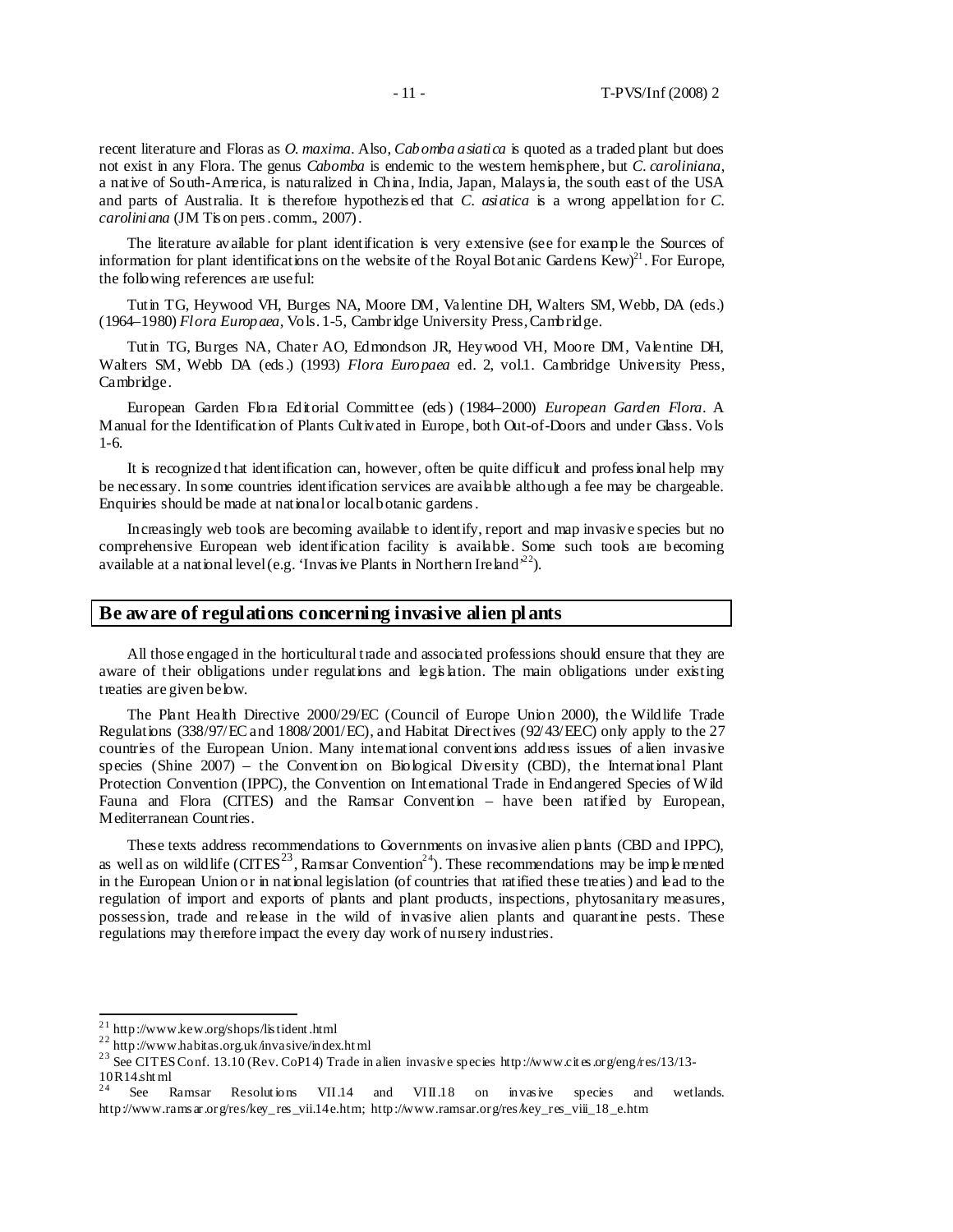recent literature and Floras as *O. maxima*. Also, *Cabomba asiatica* is quoted as a traded plant but does not exist in any Flora. The genus *Cabomba* is endemic to the western hemisphere, but *C. caroliniana*, a native of South-America, is naturalized in China, India, Japan, Malaysia, the south east of the USA and parts of Australia. It is therefore hypothezised that *C. asiatica* is a wrong appellation for *C. caroliniana* (JM Tison pers. comm., 2007).

The literature available for plant identification is very extensive (see for example the Sources of information for plant identifications on the website of the Royal Botanic Gardens Kew)[21]. For Europe, the following references are useful:

Tutin TG, Heywood VH, Burges NA, Moore DM, Valentine DH, Walters SM, Webb, DA (eds.) (1964–1980) *Flora Europaea*, Vols. 1-5, Cambridge University Press, Cambridge.

Tutin TG, Burges NA, Chater AO, Edmondson JR, Heywood VH, Moore DM, Valentine DH, Walters SM, Webb DA (eds.) (1993) *Flora Europaea* ed. 2, vol.1. Cambridge University Press, Cambridge.

European Garden Flora Editorial Committee (eds) (1984–2000) *European Garden Flora*. A Manual for the Identification of Plants Cultivated in Europe, both Out-of-Doors and under Glass. Vols 1-6.

It is recognized that identification can, however, often be quite difficult and professional help may be necessary. In some countries identification services are available although a fee may be chargeable. Enquiries should be made at national or local botanic gardens.

Increasingly web tools are becoming available to identify, report and map invasive species but no comprehensive European web identification facility is available. Some such tools are becoming available at a national level (e.g. 'Invasive Plants in Northern Ireland'[22]).

## Be aware of regulations concerning invasive alien plants

All those engaged in the horticultural trade and associated professions should ensure that they are aware of their obligations under regulations and legislation. The main obligations under existing treaties are given below.

The Plant Health Directive 2000/29/EC (Council of Europe Union 2000), the Wildlife Trade Regulations (338/97/EC and 1808/2001/EC), and Habitat Directives (92/43/EEC) only apply to the 27 countries of the European Union. Many international conventions address issues of alien invasive species (Shine 2007) – the Convention on Biological Diversity (CBD), the International Plant Protection Convention (IPPC), the Convention on International Trade in Endangered Species of Wild Fauna and Flora (CITES) and the Ramsar Convention – have been ratified by European, Mediterranean Countries.

These texts address recommendations to Governments on invasive alien plants (CBD and IPPC), as well as on wildlife (CITES[23], Ramsar Convention[24]). These recommendations may be implemented in the European Union or in national legislation (of countries that ratified these treaties) and lead to the regulation of import and exports of plants and plant products, inspections, phytosanitary measures, possession, trade and release in the wild of invasive alien plants and quarantine pests. These regulations may therefore impact the every day work of nursery industries.

---

[21] http://www.kew.org/shops/listident.html

[22] http://www.habitas.org.uk/invasive/index.html

[23] See CITES Conf. 13.10 (Rev. CoP14) Trade in alien invasive species http://www.cites.org/eng/res/13/13-10R14.shtml

[24] See Ramsar Resolutions VII.14 and VIII.18 on invasive species and wetlands. http://www.ramsar.org/res/key_res_vii.14e.htm; http://www.ramsar.org/res/key_res_viii_18_e.htm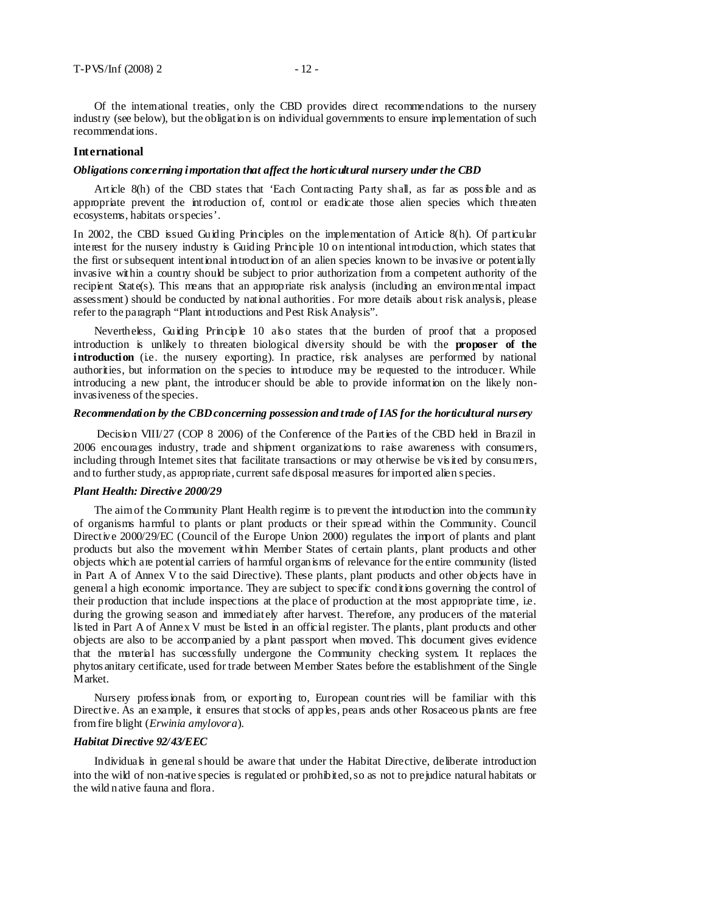Of the international treaties, only the CBD provides direct recommendations to the nursery industry (see below), but the obligation is on individual governments to ensure implementation of such recommendations.

## International

### *Obligations concerning importation that affect the horticultural nursery under the CBD*

Article 8(h) of the CBD states that 'Each Contracting Party shall, as far as possible and as appropriate prevent the introduction of, control or eradicate those alien species which threaten ecosystems, habitats or species'.

In 2002, the CBD issued Guiding Principles on the implementation of Article 8(h). Of particular interest for the nursery industry is Guiding Principle 10 on intentional introduction, which states that the first or subsequent intentional introduction of an alien species known to be invasive or potentially invasive within a country should be subject to prior authorization from a competent authority of the recipient State(s). This means that an appropriate risk analysis (including an environmental impact assessment) should be conducted by national authorities. For more details about risk analysis, please refer to the paragraph "Plant introductions and Pest Risk Analysis".

Nevertheless, Guiding Principle 10 also states that the burden of proof that a proposed introduction is unlikely to threaten biological diversity should be with the **proposer of the introduction** (i.e. the nursery exporting). In practice, risk analyses are performed by national authorities, but information on the species to introduce may be requested to the introducer. While introducing a new plant, the introducer should be able to provide information on the likely non-invasiveness of the species.

### *Recommendation by the CBD concerning possession and trade of IAS for the horticultural nursery*

Decision VIII/27 (COP 8 2006) of the Conference of the Parties of the CBD held in Brazil in 2006 encourages industry, trade and shipment organizations to raise awareness with consumers, including through Internet sites that facilitate transactions or may otherwise be visited by consumers, and to further study, as appropriate, current safe disposal measures for imported alien species.

### *Plant Health: Directive 2000/29*

The aim of the Community Plant Health regime is to prevent the introduction into the community of organisms harmful to plants or plant products or their spread within the Community. Council Directive 2000/29/EC (Council of the Europe Union 2000) regulates the import of plants and plant products but also the movement within Member States of certain plants, plant products and other objects which are potential carriers of harmful organisms of relevance for the entire community (listed in Part A of Annex V to the said Directive). These plants, plant products and other objects have in general a high economic importance. They are subject to specific conditions governing the control of their production that include inspections at the place of production at the most appropriate time, i.e. during the growing season and immediately after harvest. Therefore, any producers of the material listed in Part A of Annex V must be listed in an official register. The plants, plant products and other objects are also to be accompanied by a plant passport when moved. This document gives evidence that the material has successfully undergone the Community checking system. It replaces the phytosanitary certificate, used for trade between Member States before the establishment of the Single Market.

Nursery professionals from, or exporting to, European countries will be familiar with this Directive. As an example, it ensures that stocks of apples, pears ands other Rosaceous plants are free from fire blight (*Erwinia amylovora*).

### *Habitat Directive 92/43/EEC*

Individuals in general should be aware that under the Habitat Directive, deliberate introduction into the wild of non-native species is regulated or prohibited, so as not to prejudice natural habitats or the wild native fauna and flora.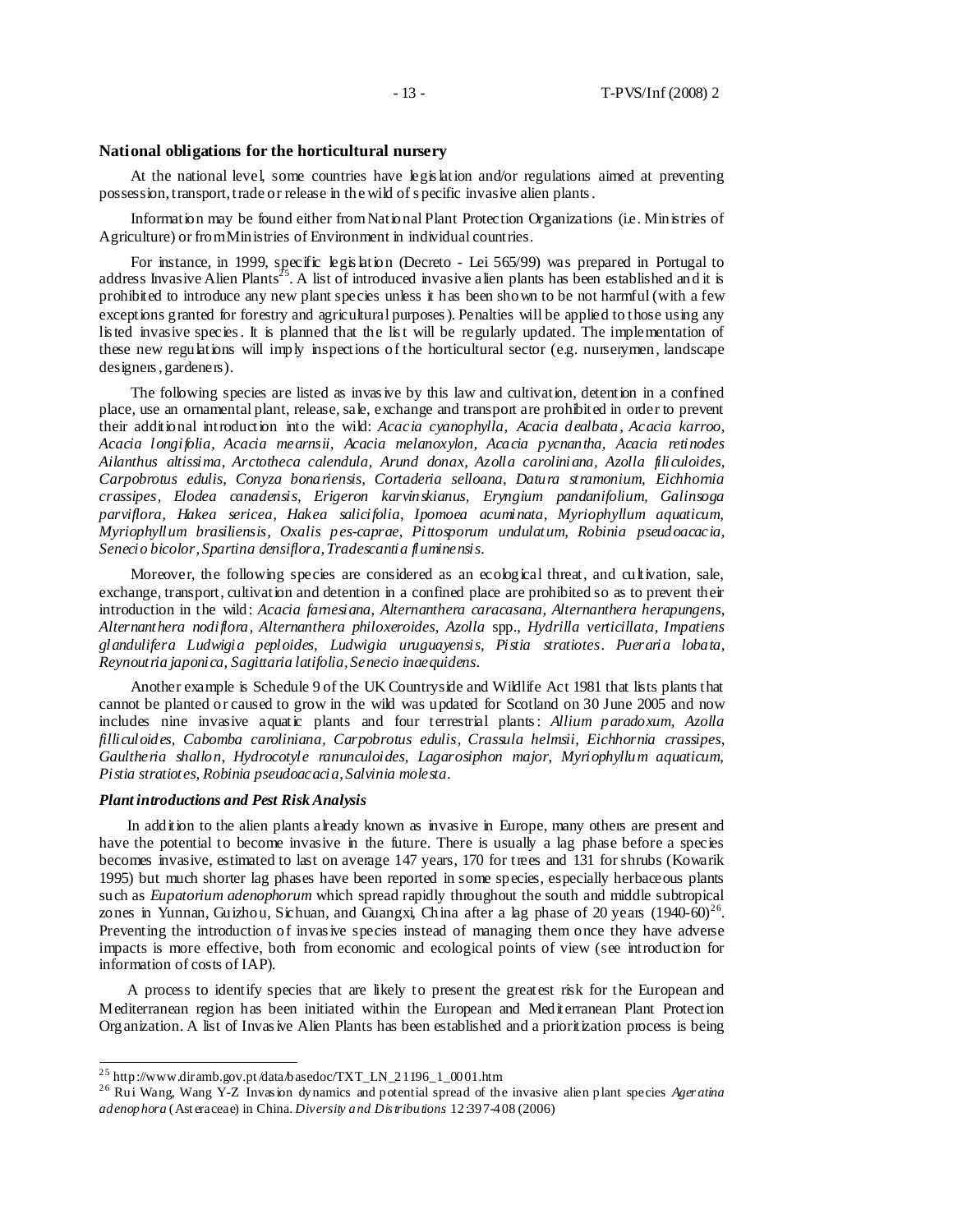**National obligations for the horticultural nursery**

At the national level, some countries have legislation and/or regulations aimed at preventing possession, transport, trade or release in the wild of specific invasive alien plants.

Information may be found either from National Plant Protection Organizations (i.e. Ministries of Agriculture) or from Ministries of Environment in individual countries.

For instance, in 1999, specific legislation (Decreto - Lei 565/99) was prepared in Portugal to address Invasive Alien Plants[25]. A list of introduced invasive alien plants has been established and it is prohibited to introduce any new plant species unless it has been shown to be not harmful (with a few exceptions granted for forestry and agricultural purposes). Penalties will be applied to those using any listed invasive species. It is planned that the list will be regularly updated. The implementation of these new regulations will imply inspections of the horticultural sector (e.g. nurserymen, landscape designers, gardeners).

The following species are listed as invasive by this law and cultivation, detention in a confined place, use an ornamental plant, release, sale, exchange and transport are prohibited in order to prevent their additional introduction into the wild: *Acacia cyanophylla, Acacia dealbata, Acacia karroo, Acacia longifolia, Acacia mearnsii, Acacia melanoxylon, Acacia pycnantha, Acacia retinodes Ailanthus altissima, Arctotheca calendula, Arund donax, Azolla caroliniana, Azolla filiculoides, Carpobrotus edulis, Conyza bonariensis, Cortaderia selloana, Datura stramonium, Eichhornia crassipes, Elodea canadensis, Erigeron karvinskianus, Eryngium pandanifolium, Galinsoga parviflora, Hakea sericea, Hakea salicifolia, Ipomoea acuminata, Myriophyllum aquaticum, Myriophyllum brasiliensis, Oxalis pes-caprae, Pittosporum undulatum, Robinia pseudoacacia, Senecio bicolor, Spartina densiflora, Tradescantia fluminensis.*

Moreover, the following species are considered as an ecological threat, and cultivation, sale, exchange, transport, cultivation and detention in a confined place are prohibited so as to prevent their introduction in the wild: *Acacia farnesiana, Alternanthera caracasana, Alternanthera herapungens, Alternanthera nodiflora, Alternanthera philoxeroides, Azolla* spp., *Hydrilla verticillata, Impatiens glandulifera Ludwigia peploides, Ludwigia uruguayensis, Pistia stratiotes. Pueraria lobata, Reynoutria japonica, Sagittaria latifolia, Senecio inaequidens.*

Another example is Schedule 9 of the UK Countryside and Wildlife Act 1981 that lists plants that cannot be planted or caused to grow in the wild was updated for Scotland on 30 June 2005 and now includes nine invasive aquatic plants and four terrestrial plants: *Allium paradoxum, Azolla filliculoides, Cabomba caroliniana, Carpobrotus edulis, Crassula helmsii, Eichhornia crassipes, Gaultheria shallon, Hydrocotyle ranunculoides, Lagarosiphon major, Myriophyllum aquaticum, Pistia stratiotes, Robinia pseudoacacia, Salvinia molesta.*

***Plant introductions and Pest Risk Analysis***

In addition to the alien plants already known as invasive in Europe, many others are present and have the potential to become invasive in the future. There is usually a lag phase before a species becomes invasive, estimated to last on average 147 years, 170 for trees and 131 for shrubs (Kowarik 1995) but much shorter lag phases have been reported in some species, especially herbaceous plants such as *Eupatorium adenophorum* which spread rapidly throughout the south and middle subtropical zones in Yunnan, Guizhou, Sichuan, and Guangxi, China after a lag phase of 20 years (1940-60)[26]. Preventing the introduction of invasive species instead of managing them once they have adverse impacts is more effective, both from economic and ecological points of view (see introduction for information of costs of IAP).

A process to identify species that are likely to present the greatest risk for the European and Mediterranean region has been initiated within the European and Mediterranean Plant Protection Organization. A list of Invasive Alien Plants has been established and a prioritization process is being

---

[25] http://www.diramb.gov.pt/data/basedoc/TXT_LN_21196_1_0001.htm

[26] Rui Wang, Wang Y-Z Invasion dynamics and potential spread of the invasive alien plant species *Ageratina adenophora* (Asteraceae) in China. *Diversity and Distributions* 12:397-408 (2006)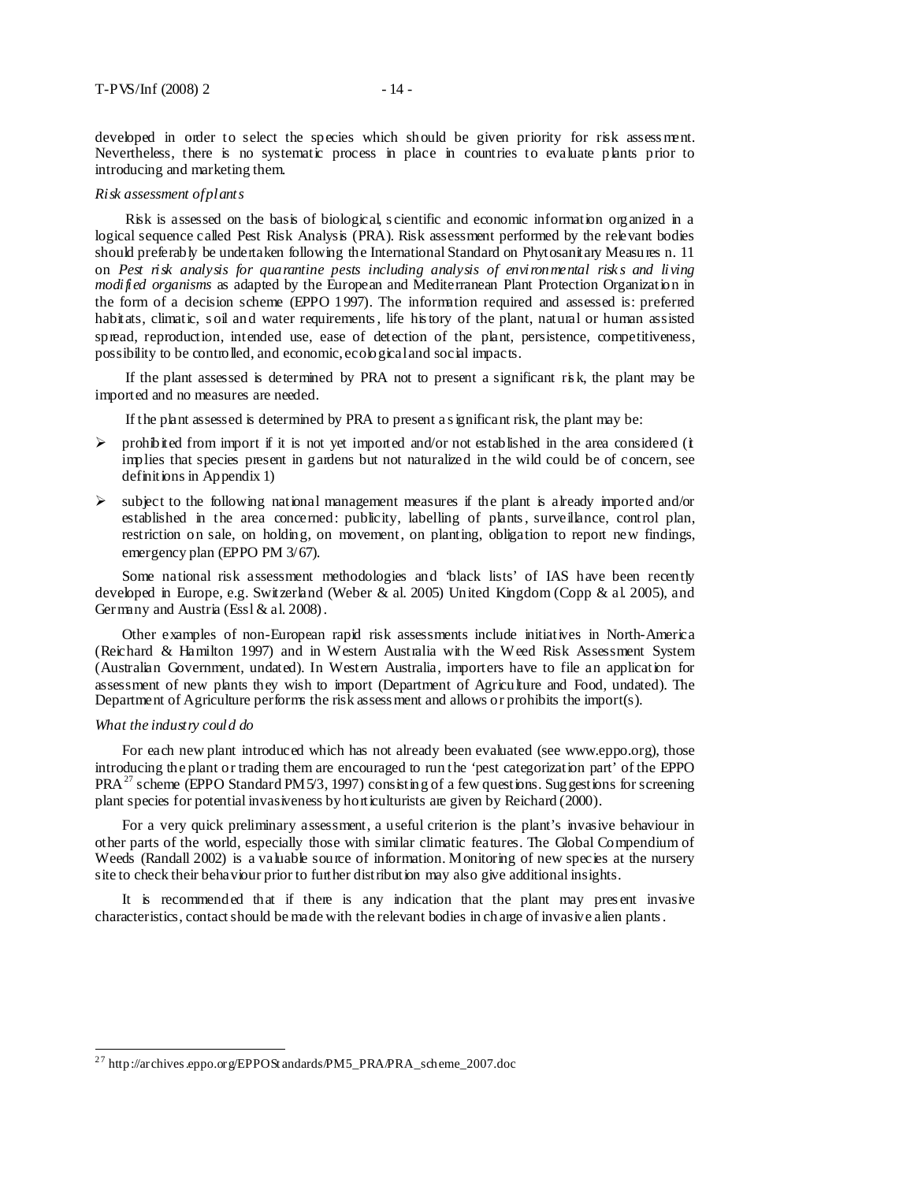developed in order to select the species which should be given priority for risk assessment. Nevertheless, there is no systematic process in place in countries to evaluate plants prior to introducing and marketing them.

*Risk assessment of plants*

Risk is assessed on the basis of biological, scientific and economic information organized in a logical sequence called Pest Risk Analysis (PRA). Risk assessment performed by the relevant bodies should preferably be undertaken following the International Standard on Phytosanitary Measures n. 11 on *Pest risk analysis for quarantine pests including analysis of environmental risks and living modified organisms* as adapted by the European and Mediterranean Plant Protection Organization in the form of a decision scheme (EPPO 1997). The information required and assessed is: preferred habitats, climatic, soil and water requirements, life history of the plant, natural or human assisted spread, reproduction, intended use, ease of detection of the plant, persistence, competitiveness, possibility to be controlled, and economic, ecological and social impacts.

If the plant assessed is determined by PRA not to present a significant risk, the plant may be imported and no measures are needed.

If the plant assessed is determined by PRA to present a significant risk, the plant may be:

- prohibited from import if it is not yet imported and/or not established in the area considered (it implies that species present in gardens but not naturalized in the wild could be of concern, see definitions in Appendix 1)
- subject to the following national management measures if the plant is already imported and/or established in the area concerned: publicity, labelling of plants, surveillance, control plan, restriction on sale, on holding, on movement, on planting, obligation to report new findings, emergency plan (EPPO PM 3/67).

Some national risk assessment methodologies and 'black lists' of IAS have been recently developed in Europe, e.g. Switzerland (Weber & al. 2005) United Kingdom (Copp & al. 2005), and Germany and Austria (Essl & al. 2008).

Other examples of non-European rapid risk assessments include initiatives in North-America (Reichard & Hamilton 1997) and in Western Australia with the Weed Risk Assessment System (Australian Government, undated). In Western Australia, importers have to file an application for assessment of new plants they wish to import (Department of Agriculture and Food, undated). The Department of Agriculture performs the risk assessment and allows or prohibits the import(s).

*What the industry could do*

For each new plant introduced which has not already been evaluated (see www.eppo.org), those introducing the plant or trading them are encouraged to run the 'pest categorization part' of the EPPO PRA[27] scheme (EPPO Standard PM5/3, 1997) consisting of a few questions. Suggestions for screening plant species for potential invasiveness by horticulturists are given by Reichard (2000).

For a very quick preliminary assessment, a useful criterion is the plant's invasive behaviour in other parts of the world, especially those with similar climatic features. The Global Compendium of Weeds (Randall 2002) is a valuable source of information. Monitoring of new species at the nursery site to check their behaviour prior to further distribution may also give additional insights.

It is recommended that if there is any indication that the plant may present invasive characteristics, contact should be made with the relevant bodies in charge of invasive alien plants.

---

[27] http://archives.eppo.org/EPPOStandards/PM5_PRA/PRA_scheme_2007.doc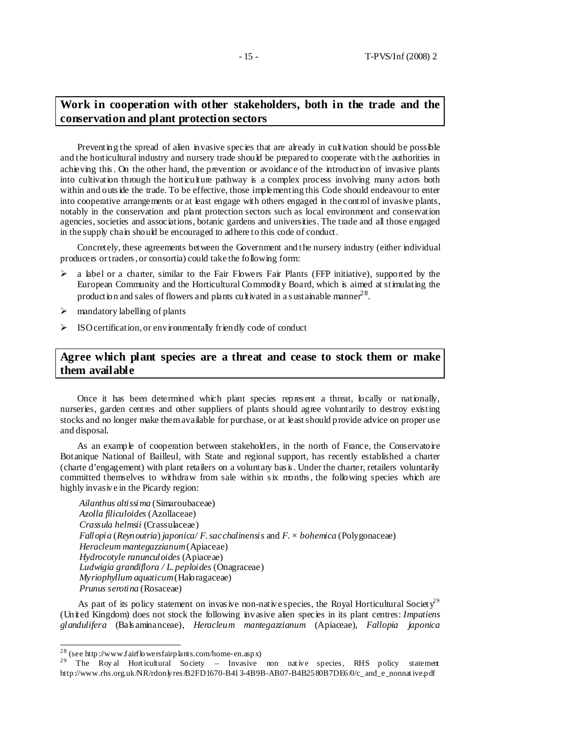## Work in cooperation with other stakeholders, both in the trade and the conservation and plant protection sectors

Preventing the spread of alien invasive species that are already in cultivation should be possible and the horticultural industry and nursery trade should be prepared to cooperate with the authorities in achieving this. On the other hand, the prevention or avoidance of the introduction of invasive plants into cultivation through the horticulture pathway is a complex process involving many actors both within and outside the trade. To be effective, those implementing this Code should endeavour to enter into cooperative arrangements or at least engage with others engaged in the control of invasive plants, notably in the conservation and plant protection sectors such as local environment and conservation agencies, societies and associations, botanic gardens and universities. The trade and all those engaged in the supply chain should be encouraged to adhere to this code of conduct.

Concretely, these agreements between the Government and the nursery industry (either individual producers or traders, or consortia) could take the following form:

- a label or a charter, similar to the Fair Flowers Fair Plants (FFP initiative), supported by the European Community and the Horticultural Commodity Board, which is aimed at stimulating the production and sales of flowers and plants cultivated in a sustainable manner[28].
- mandatory labelling of plants
- ISO certification, or environmentally friendly code of conduct

## Agree which plant species are a threat and cease to stock them or make them available

Once it has been determined which plant species represent a threat, locally or nationally, nurseries, garden centres and other suppliers of plants should agree voluntarily to destroy existing stocks and no longer make them available for purchase, or at least should provide advice on proper use and disposal.

As an example of cooperation between stakeholders, in the north of France, the Conservatoire Botanique National of Bailleul, with State and regional support, has recently established a charter (charte d'engagement) with plant retailers on a voluntary basis. Under the charter, retailers voluntarily committed themselves to withdraw from sale within six months, the following species which are highly invasive in the Picardy region:

*Ailanthus altissima* (Simaroubaceae)
*Azolla filiculoides* (Azollaceae)
*Crassula helmsii* (Crassulaceae)
*Fallopia* (*Reynoutria*) *japonica/ F. sacchalinensis* and *F. × bohemica* (Polygonaceae)
*Heracleum mantegazzianum* (Apiaceae)
*Hydrocotyle ranunculoides* (Apiaceae)
*Ludwigia grandiflora / L. peploides* (Onagraceae)
*Myriophyllum aquaticum* (Haloragaceae)
*Prunus serotina* (Rosaceae)

As part of its policy statement on invasive non-native species, the Royal Horticultural Society[29] (United Kingdom) does not stock the following invasive alien species in its plant centres: *Impatiens glandulifera* (Balsaminanceae), *Heracleum mantegazzianum* (Apiaceae), *Fallopia japonica*

---

[28] (see http://www.fairflowersfairplants.com/home-en.aspx)

[29] The Royal Horticultural Society – Invasive non native species, RHS policy statement http://www.rhs.org.uk/NR/rdonlyres/B2FD1670-B413-4B9B-AB07-B4B2580B7DE6/0/c_and_e_nonnative.pdf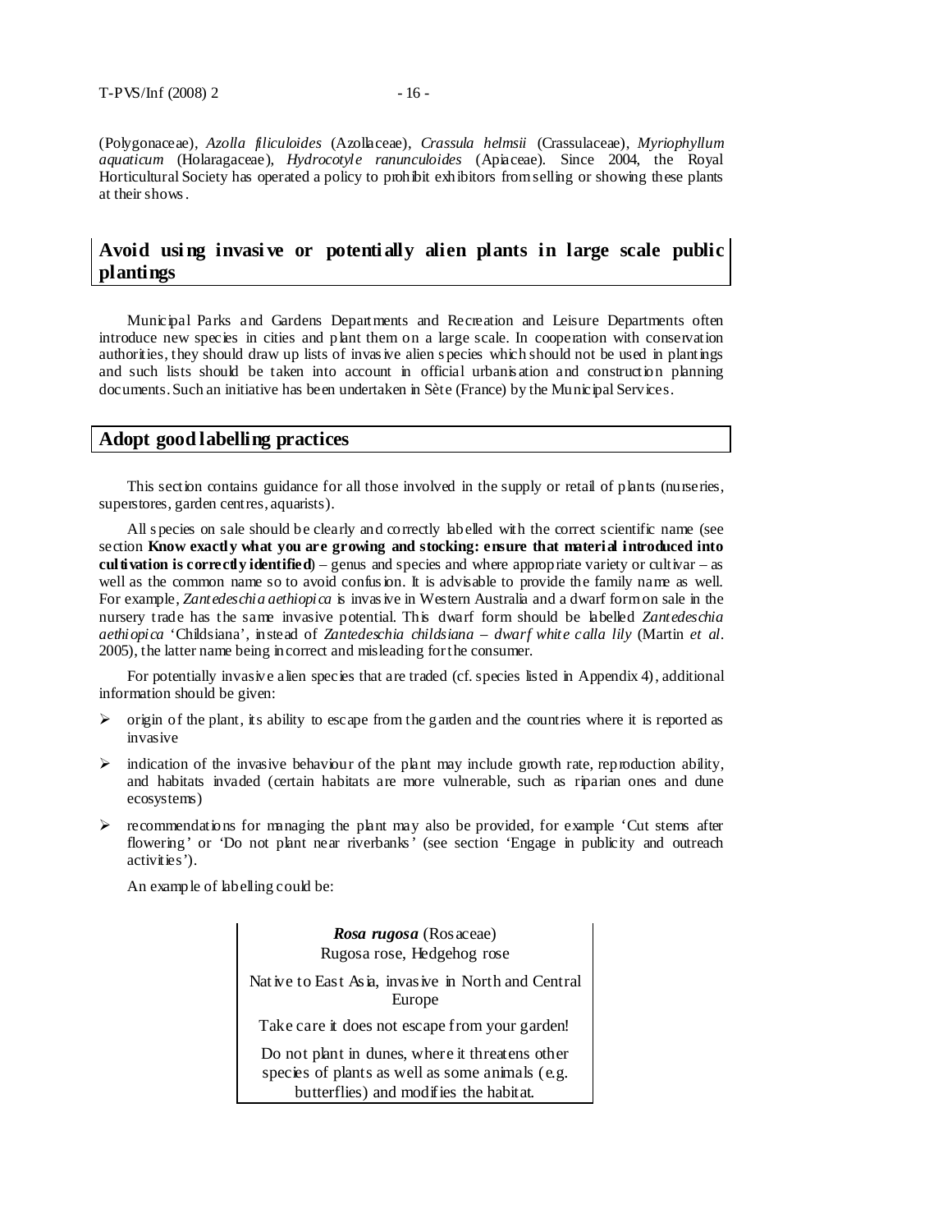(Polygonaceae), *Azolla filiculoides* (Azollaceae), *Crassula helmsii* (Crassulaceae), *Myriophyllum aquaticum* (Holaragaceae), *Hydrocotyle ranunculoides* (Apiaceae). Since 2004, the Royal Horticultural Society has operated a policy to prohibit exhibitors from selling or showing these plants at their shows.

## Avoid using invasive or potentially alien plants in large scale public plantings

Municipal Parks and Gardens Departments and Recreation and Leisure Departments often introduce new species in cities and plant them on a large scale. In cooperation with conservation authorities, they should draw up lists of invasive alien species which should not be used in plantings and such lists should be taken into account in official urbanisation and construction planning documents. Such an initiative has been undertaken in Sète (France) by the Municipal Services.

## Adopt good labelling practices

This section contains guidance for all those involved in the supply or retail of plants (nurseries, superstores, garden centres, aquarists).

All species on sale should be clearly and correctly labelled with the correct scientific name (see section **Know exactly what you are growing and stocking: ensure that material introduced into cultivation is correctly identified**) – genus and species and where appropriate variety or cultivar – as well as the common name so to avoid confusion. It is advisable to provide the family name as well. For example, *Zantedeschia aethiopica* is invasive in Western Australia and a dwarf form on sale in the nursery trade has the same invasive potential. This dwarf form should be labelled *Zantedeschia aethiopica* 'Childsiana', instead of *Zantedeschia childsiana – dwarf white calla lily* (Martin *et al*. 2005), the latter name being incorrect and misleading for the consumer.

For potentially invasive alien species that are traded (cf. species listed in Appendix 4), additional information should be given:

- origin of the plant, its ability to escape from the garden and the countries where it is reported as invasive
- indication of the invasive behaviour of the plant may include growth rate, reproduction ability, and habitats invaded (certain habitats are more vulnerable, such as riparian ones and dune ecosystems)
- recommendations for managing the plant may also be provided, for example 'Cut stems after flowering' or 'Do not plant near riverbanks' (see section 'Engage in publicity and outreach activities').

An example of labelling could be:

> ***Rosa rugosa*** (Rosaceae)
> Rugosa rose, Hedgehog rose
>
> Native to East Asia, invasive in North and Central Europe
>
> Take care it does not escape from your garden!
>
> Do not plant in dunes, where it threatens other species of plants as well as some animals (e.g. butterflies) and modifies the habitat.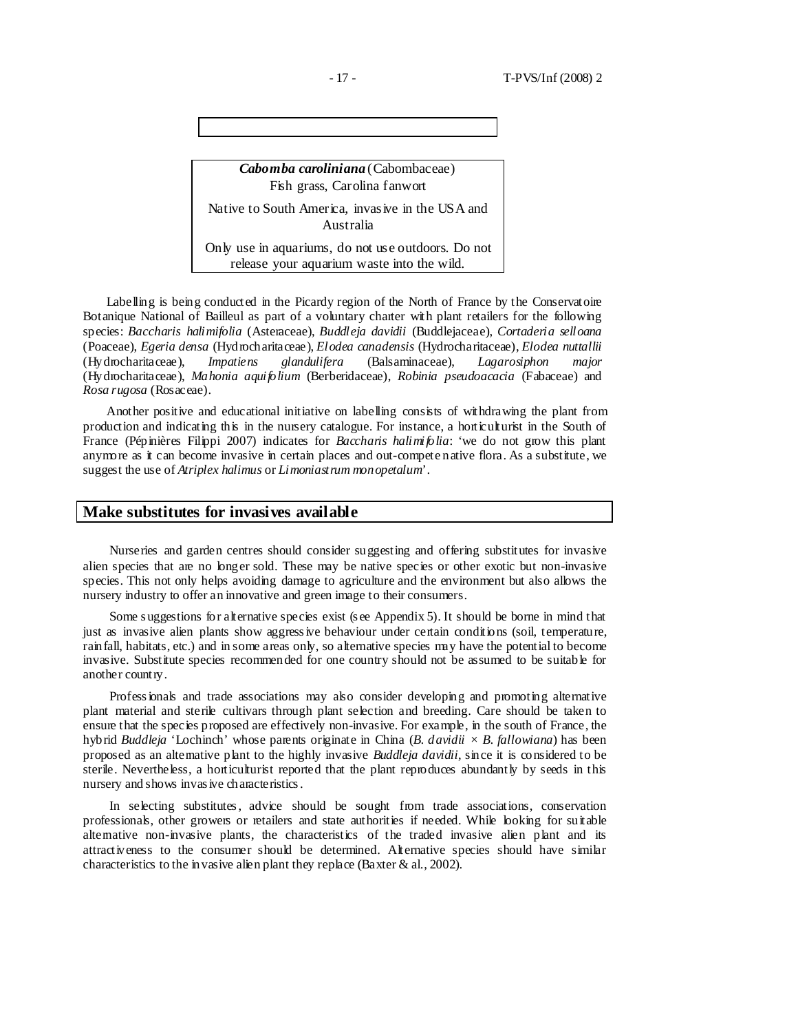**_Cabomba caroliniana_** (Cabombaceae)
Fish grass, Carolina fanwort

Native to South America, invasive in the USA and Australia

Only use in aquariums, do not use outdoors. Do not release your aquarium waste into the wild.

Labelling is being conducted in the Picardy region of the North of France by the Conservatoire Botanique National of Bailleul as part of a voluntary charter with plant retailers for the following species: *Baccharis halimifolia* (Asteraceae), *Buddleja davidii* (Buddlejaceae), *Cortaderia selloana* (Poaceae), *Egeria densa* (Hydrocharitaceae), *Elodea canadensis* (Hydrocharitaceae), *Elodea nuttallii* (Hydrocharitaceae), *Impatiens glandulifera* (Balsaminaceae), *Lagarosiphon major* (Hydrocharitaceae), *Mahonia aquifolium* (Berberidaceae), *Robinia pseudoacacia* (Fabaceae) and *Rosa rugosa* (Rosaceae).

Another positive and educational initiative on labelling consists of withdrawing the plant from production and indicating this in the nursery catalogue. For instance, a horticulturist in the South of France (Pépinières Filippi 2007) indicates for *Baccharis halimifolia*: 'we do not grow this plant anymore as it can become invasive in certain places and out-compete native flora. As a substitute, we suggest the use of *Atriplex halimus* or *Limoniastrum monopetalum*'.

## Make substitutes for invasives available

Nurseries and garden centres should consider suggesting and offering substitutes for invasive alien species that are no longer sold. These may be native species or other exotic but non-invasive species. This not only helps avoiding damage to agriculture and the environment but also allows the nursery industry to offer an innovative and green image to their consumers.

Some suggestions for alternative species exist (see Appendix 5). It should be borne in mind that just as invasive alien plants show aggressive behaviour under certain conditions (soil, temperature, rainfall, habitats, etc.) and in some areas only, so alternative species may have the potential to become invasive. Substitute species recommended for one country should not be assumed to be suitable for another country.

Professionals and trade associations may also consider developing and promoting alternative plant material and sterile cultivars through plant selection and breeding. Care should be taken to ensure that the species proposed are effectively non-invasive. For example, in the south of France, the hybrid *Buddleja* 'Lochinch' whose parents originate in China (*B. davidii* × *B. fallowiana*) has been proposed as an alternative plant to the highly invasive *Buddleja davidii*, since it is considered to be sterile. Nevertheless, a horticulturist reported that the plant reproduces abundantly by seeds in this nursery and shows invasive characteristics.

In selecting substitutes, advice should be sought from trade associations, conservation professionals, other growers or retailers and state authorities if needed. While looking for suitable alternative non-invasive plants, the characteristics of the traded invasive alien plant and its attractiveness to the consumer should be determined. Alternative species should have similar characteristics to the invasive alien plant they replace (Baxter & al., 2002).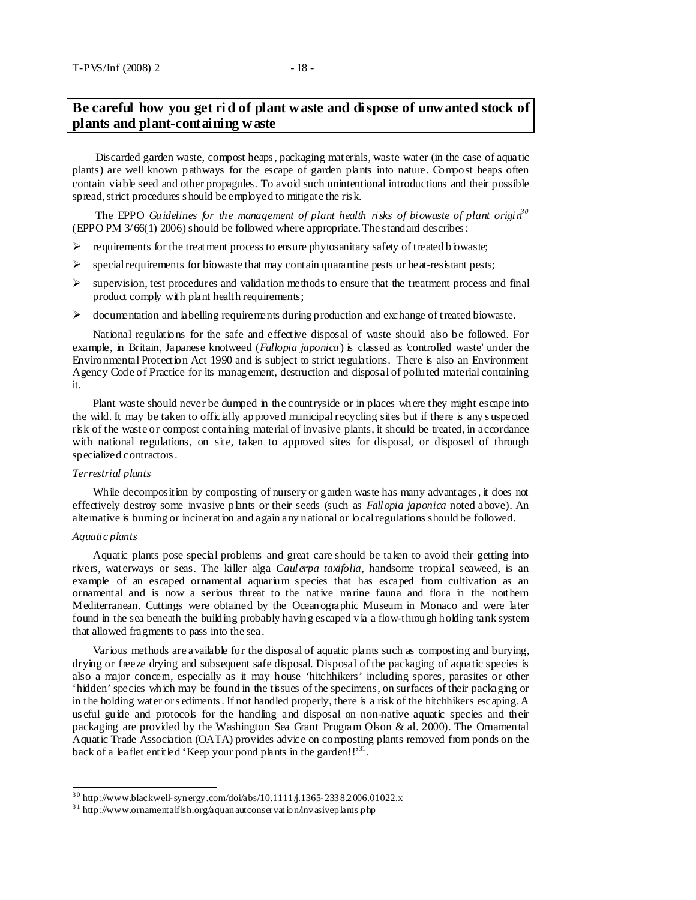## Be careful how you get rid of plant waste and dispose of unwanted stock of plants and plant-containing waste

Discarded garden waste, compost heaps, packaging materials, waste water (in the case of aquatic plants) are well known pathways for the escape of garden plants into nature. Compost heaps often contain viable seed and other propagules. To avoid such unintentional introductions and their possible spread, strict procedures should be employed to mitigate the risk.

The EPPO *Guidelines for the management of plant health risks of biowaste of plant origin*[30] (EPPO PM 3/66(1) 2006) should be followed where appropriate. The standard describes:

- requirements for the treatment process to ensure phytosanitary safety of treated biowaste;
- special requirements for biowaste that may contain quarantine pests or heat-resistant pests;
- supervision, test procedures and validation methods to ensure that the treatment process and final product comply with plant health requirements;
- documentation and labelling requirements during production and exchange of treated biowaste.

National regulations for the safe and effective disposal of waste should also be followed. For example, in Britain, Japanese knotweed (*Fallopia japonica*) is classed as 'controlled waste' under the Environmental Protection Act 1990 and is subject to strict regulations. There is also an Environment Agency Code of Practice for its management, destruction and disposal of polluted material containing it.

Plant waste should never be dumped in the countryside or in places where they might escape into the wild. It may be taken to officially approved municipal recycling sites but if there is any suspected risk of the waste or compost containing material of invasive plants, it should be treated, in accordance with national regulations, on site, taken to approved sites for disposal, or disposed of through specialized contractors.

*Terrestrial plants*

While decomposition by composting of nursery or garden waste has many advantages, it does not effectively destroy some invasive plants or their seeds (such as *Fallopia japonica* noted above). An alternative is burning or incineration and again any national or local regulations should be followed.

*Aquatic plants*

Aquatic plants pose special problems and great care should be taken to avoid their getting into rivers, waterways or seas. The killer alga *Caulerpa taxifolia*, handsome tropical seaweed, is an example of an escaped ornamental aquarium species that has escaped from cultivation as an ornamental and is now a serious threat to the native marine fauna and flora in the northern Mediterranean. Cuttings were obtained by the Oceanographic Museum in Monaco and were later found in the sea beneath the building probably having escaped via a flow-through holding tank system that allowed fragments to pass into the sea.

Various methods are available for the disposal of aquatic plants such as composting and burying, drying or freeze drying and subsequent safe disposal. Disposal of the packaging of aquatic species is also a major concern, especially as it may house 'hitchhikers' including spores, parasites or other 'hidden' species which may be found in the tissues of the specimens, on surfaces of their packaging or in the holding water or sediments. If not handled properly, there is a risk of the hitchhikers escaping. A useful guide and protocols for the handling and disposal on non-native aquatic species and their packaging are provided by the Washington Sea Grant Program Olson & al. 2000). The Ornamental Aquatic Trade Association (OATA) provides advice on composting plants removed from ponds on the back of a leaflet entitled 'Keep your pond plants in the garden!!'[31].

---

[30] http://www.blackwell-synergy.com/doi/abs/10.1111/j.1365-2338.2006.01022.x

[31] http://www.ornamentalfish.org/aquanautconservation/invasiveplants.php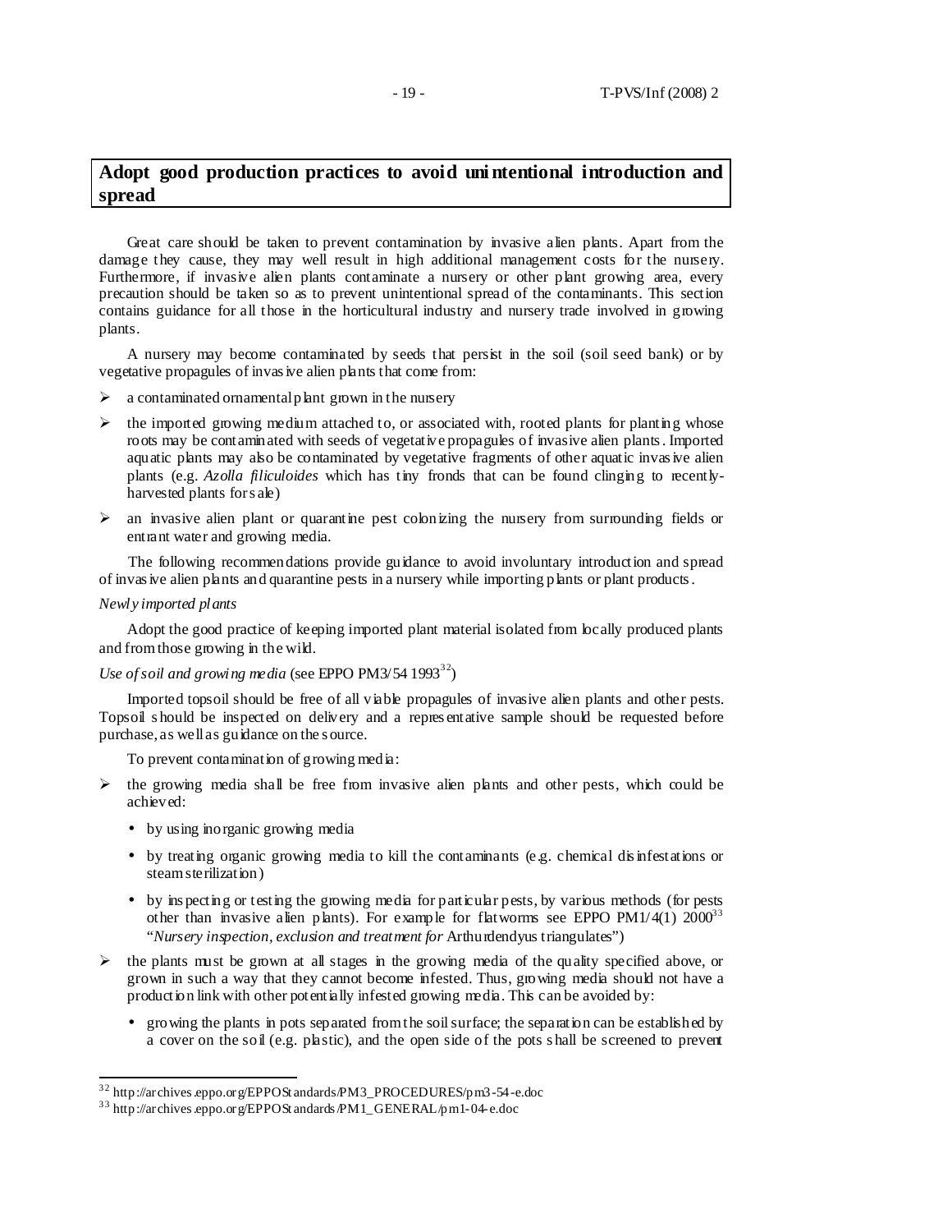## Adopt good production practices to avoid unintentional introduction and spread

Great care should be taken to prevent contamination by invasive alien plants. Apart from the damage they cause, they may well result in high additional management costs for the nursery. Furthermore, if invasive alien plants contaminate a nursery or other plant growing area, every precaution should be taken so as to prevent unintentional spread of the contaminants. This section contains guidance for all those in the horticultural industry and nursery trade involved in growing plants.

A nursery may become contaminated by seeds that persist in the soil (soil seed bank) or by vegetative propagules of invasive alien plants that come from:

- a contaminated ornamental plant grown in the nursery
- the imported growing medium attached to, or associated with, rooted plants for planting whose roots may be contaminated with seeds of vegetative propagules of invasive alien plants. Imported aquatic plants may also be contaminated by vegetative fragments of other aquatic invasive alien plants (e.g. *Azolla filiculoides* which has tiny fronds that can be found clinging to recently-harvested plants for sale)
- an invasive alien plant or quarantine pest colonizing the nursery from surrounding fields or entrant water and growing media.

The following recommendations provide guidance to avoid involuntary introduction and spread of invasive alien plants and quarantine pests in a nursery while importing plants or plant products.

*Newly imported plants*

Adopt the good practice of keeping imported plant material isolated from locally produced plants and from those growing in the wild.

*Use of soil and growing media* (see EPPO PM3/54 1993[32])

Imported topsoil should be free of all viable propagules of invasive alien plants and other pests. Topsoil should be inspected on delivery and a representative sample should be requested before purchase, as well as guidance on the source.

To prevent contamination of growing media:

- the growing media shall be free from invasive alien plants and other pests, which could be achieved:
  - by using inorganic growing media
  - by treating organic growing media to kill the contaminants (e.g. chemical disinfestations or steam sterilization)
  - by inspecting or testing the growing media for particular pests, by various methods (for pests other than invasive alien plants). For example for flatworms see EPPO PM1/4(1) 2000[33] "*Nursery inspection, exclusion and treatment for* Arthurdendyus triangulates")
- the plants must be grown at all stages in the growing media of the quality specified above, or grown in such a way that they cannot become infested. Thus, growing media should not have a production link with other potentially infested growing media. This can be avoided by:
  - growing the plants in pots separated from the soil surface; the separation can be established by a cover on the soil (e.g. plastic), and the open side of the pots shall be screened to prevent

---

[32] http://archives.eppo.org/EPPOStandards/PM3_PROCEDURES/pm3-54-e.doc

[33] http://archives.eppo.org/EPPOStandards/PM1_GENERAL/pm1-04-e.doc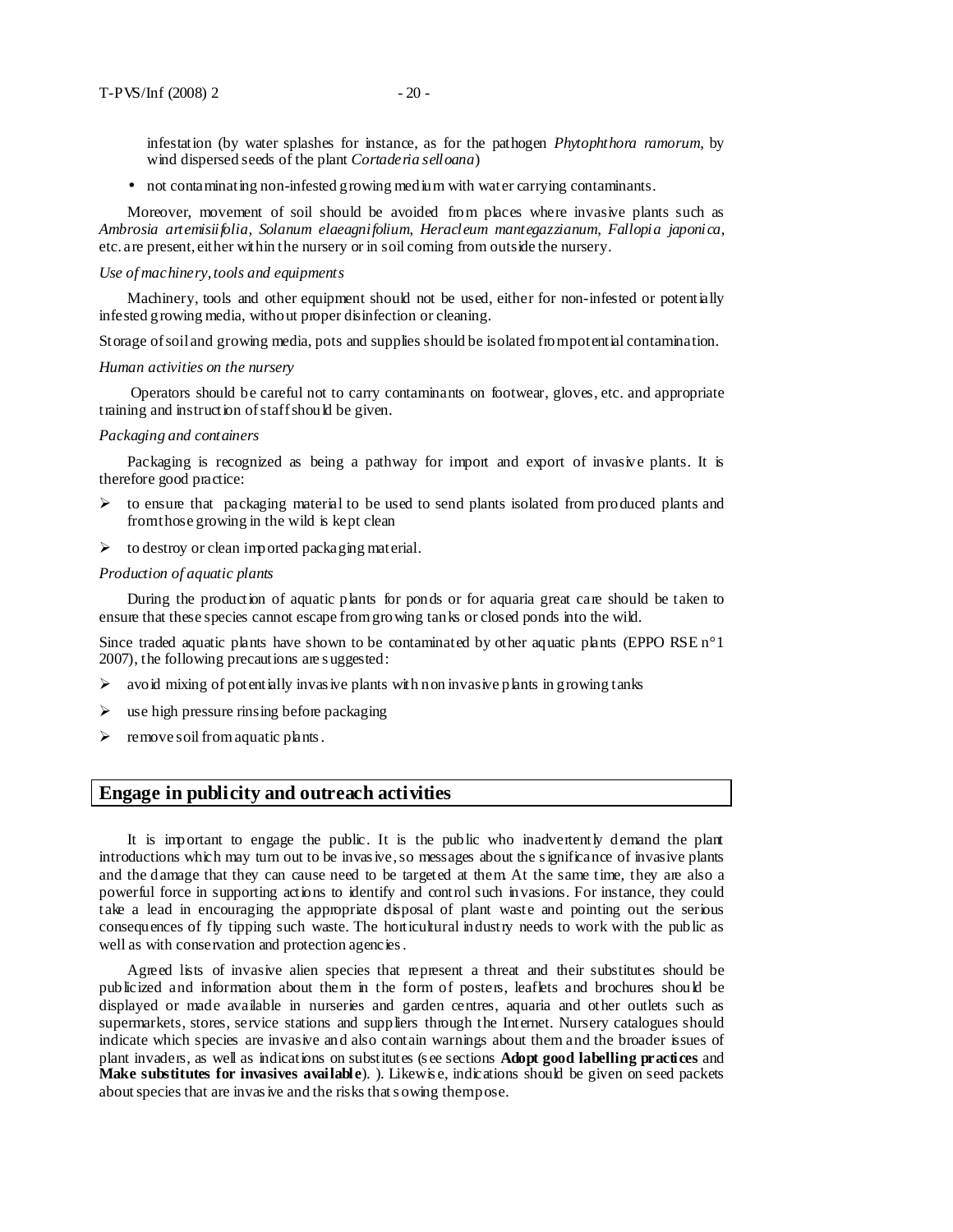infestation (by water splashes for instance, as for the pathogen *Phytophthora ramorum*, by wind dispersed seeds of the plant *Cortaderia selloana*)

- not contaminating non-infested growing medium with water carrying contaminants.

Moreover, movement of soil should be avoided from places where invasive plants such as *Ambrosia artemisiifolia*, *Solanum elaeagnifolium*, *Heracleum mantegazzianum*, *Fallopia japonica*, etc. are present, either within the nursery or in soil coming from outside the nursery.

*Use of machinery, tools and equipments*

Machinery, tools and other equipment should not be used, either for non-infested or potentially infested growing media, without proper disinfection or cleaning.

Storage of soil and growing media, pots and supplies should be isolated from potential contamination.

*Human activities on the nursery*

Operators should be careful not to carry contaminants on footwear, gloves, etc. and appropriate training and instruction of staff should be given.

*Packaging and containers*

Packaging is recognized as being a pathway for import and export of invasive plants. It is therefore good practice:

- to ensure that packaging material to be used to send plants isolated from produced plants and from those growing in the wild is kept clean
- to destroy or clean imported packaging material.

*Production of aquatic plants*

During the production of aquatic plants for ponds or for aquaria great care should be taken to ensure that these species cannot escape from growing tanks or closed ponds into the wild.

Since traded aquatic plants have shown to be contaminated by other aquatic plants (EPPO RSE n°1 2007), the following precautions are suggested:

- avoid mixing of potentially invasive plants with non invasive plants in growing tanks
- use high pressure rinsing before packaging
- remove soil from aquatic plants.

## Engage in publicity and outreach activities

It is important to engage the public. It is the public who inadvertently demand the plant introductions which may turn out to be invasive, so messages about the significance of invasive plants and the damage that they can cause need to be targeted at them. At the same time, they are also a powerful force in supporting actions to identify and control such invasions. For instance, they could take a lead in encouraging the appropriate disposal of plant waste and pointing out the serious consequences of fly tipping such waste. The horticultural industry needs to work with the public as well as with conservation and protection agencies.

Agreed lists of invasive alien species that represent a threat and their substitutes should be publicized and information about them in the form of posters, leaflets and brochures should be displayed or made available in nurseries and garden centres, aquaria and other outlets such as supermarkets, stores, service stations and suppliers through the Internet. Nursery catalogues should indicate which species are invasive and also contain warnings about them and the broader issues of plant invaders, as well as indications on substitutes (see sections **Adopt good labelling practices** and **Make substitutes for invasives available**). ). Likewise, indications should be given on seed packets about species that are invasive and the risks that sowing them pose.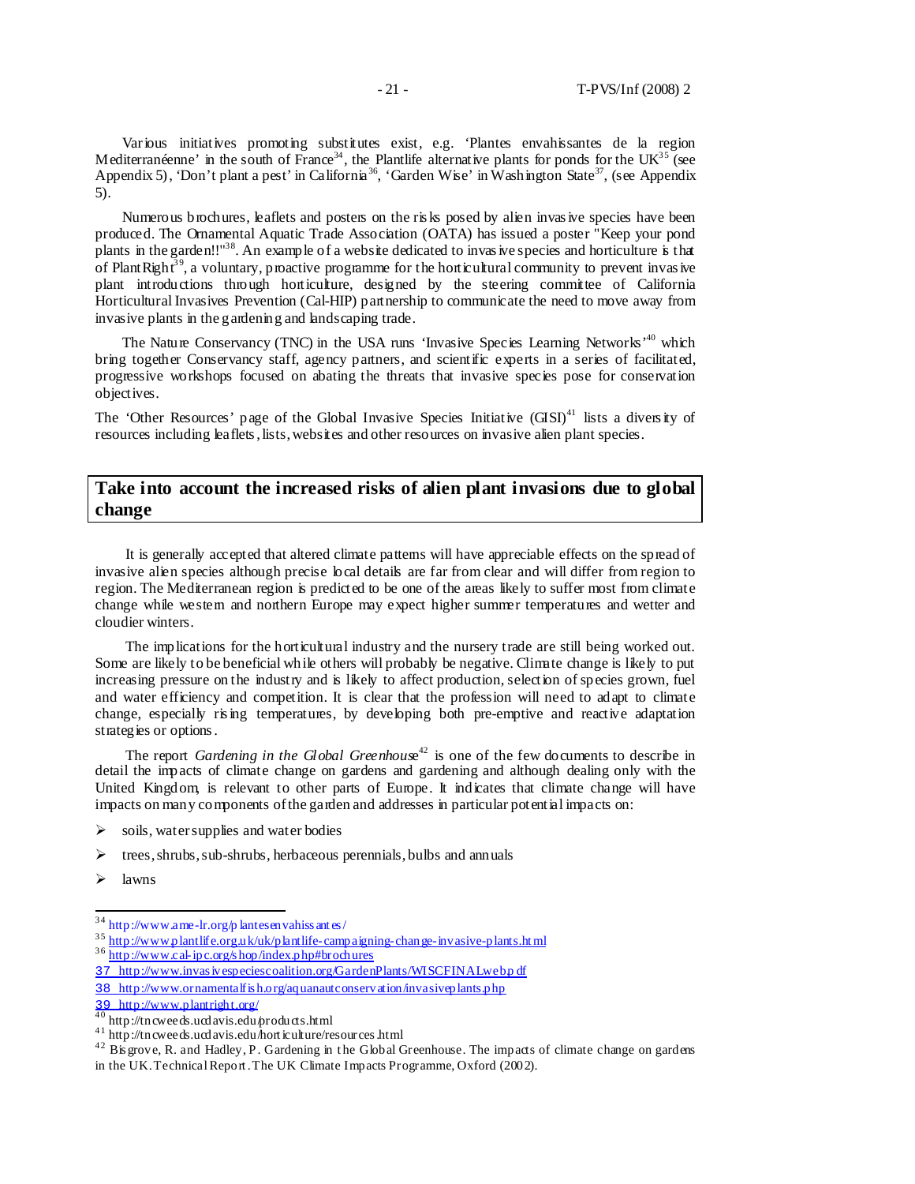Various initiatives promoting substitutes exist, e.g. 'Plantes envahissantes de la region Mediterranéenne' in the south of France[34], the Plantlife alternative plants for ponds for the UK[35] (see Appendix 5), 'Don't plant a pest' in California[36], 'Garden Wise' in Washington State[37], (see Appendix 5).

Numerous brochures, leaflets and posters on the risks posed by alien invasive species have been produced. The Ornamental Aquatic Trade Association (OATA) has issued a poster "Keep your pond plants in the garden!!"[38]. An example of a website dedicated to invasive species and horticulture is that of PlantRight[39], a voluntary, proactive programme for the horticultural community to prevent invasive plant introductions through horticulture, designed by the steering committee of California Horticultural Invasives Prevention (Cal-HIP) partnership to communicate the need to move away from invasive plants in the gardening and landscaping trade.

The Nature Conservancy (TNC) in the USA runs 'Invasive Species Learning Networks'[40] which bring together Conservancy staff, agency partners, and scientific experts in a series of facilitated, progressive workshops focused on abating the threats that invasive species pose for conservation objectives.

The 'Other Resources' page of the Global Invasive Species Initiative (GISI)[41] lists a diversity of resources including leaflets, lists, websites and other resources on invasive alien plant species.

## Take into account the increased risks of alien plant invasions due to global change

It is generally accepted that altered climate patterns will have appreciable effects on the spread of invasive alien species although precise local details are far from clear and will differ from region to region. The Mediterranean region is predicted to be one of the areas likely to suffer most from climate change while western and northern Europe may expect higher summer temperatures and wetter and cloudier winters.

The implications for the horticultural industry and the nursery trade are still being worked out. Some are likely to be beneficial while others will probably be negative. Climate change is likely to put increasing pressure on the industry and is likely to affect production, selection of species grown, fuel and water efficiency and competition. It is clear that the profession will need to adapt to climate change, especially rising temperatures, by developing both pre-emptive and reactive adaptation strategies or options.

The report *Gardening in the Global Greenhouse*[42] is one of the few documents to describe in detail the impacts of climate change on gardens and gardening and although dealing only with the United Kingdom, is relevant to other parts of Europe. It indicates that climate change will have impacts on many components of the garden and addresses in particular potential impacts on:

- soils, water supplies and water bodies
- trees, shrubs, sub-shrubs, herbaceous perennials, bulbs and annuals
- lawns

---

[34] http://www.ame-lr.org/plantesenvahissantes/

[35] http://www.plantlife.org.uk/uk/plantlife-campaigning-change-invasive-plants.html

[36] http://www.cal-ipc.org/shop/index.php#brochures

[37] http://www.invasivespeciescoalition.org/GardenPlants/WISCFINALweb.pdf

[38] http://www.ornamentalfish.org/aquanautconservation/invasiveplants.php

[39] http://www.plantright.org/

[40] http://tncweeds.ucdavis.edu/products.html

[41] http://tncweeds.ucdavis.edu/horticulture/resources.html

[42] Bisgrove, R. and Hadley, P. Gardening in the Global Greenhouse. The impacts of climate change on gardens in the UK. Technical Report. The UK Climate Impacts Programme, Oxford (2002).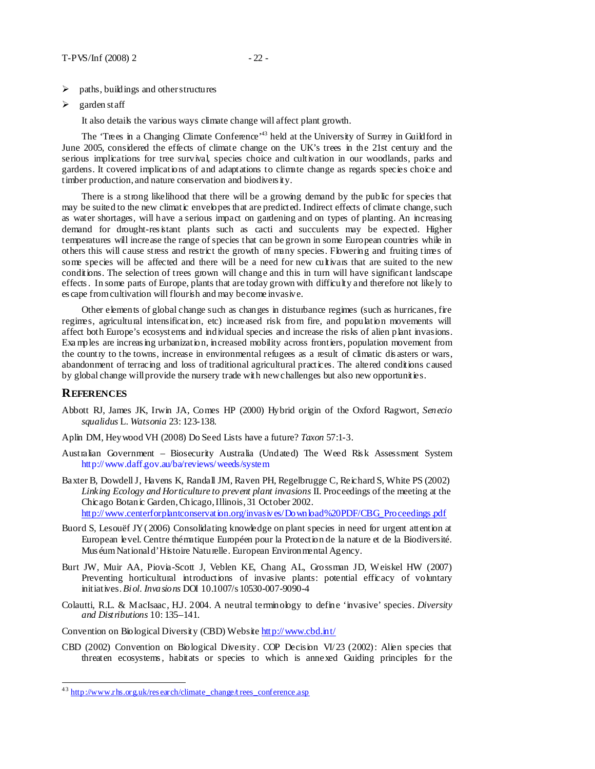- paths, buildings and other structures
- garden staff

It also details the various ways climate change will affect plant growth.

The 'Trees in a Changing Climate Conference'[43] held at the University of Surrey in Guildford in June 2005, considered the effects of climate change on the UK's trees in the 21st century and the serious implications for tree survival, species choice and cultivation in our woodlands, parks and gardens. It covered implications of and adaptations to climate change as regards species choice and timber production, and nature conservation and biodiversity.

There is a strong likelihood that there will be a growing demand by the public for species that may be suited to the new climatic envelopes that are predicted. Indirect effects of climate change, such as water shortages, will have a serious impact on gardening and on types of planting. An increasing demand for drought-resistant plants such as cacti and succulents may be expected. Higher temperatures will increase the range of species that can be grown in some European countries while in others this will cause stress and restrict the growth of many species. Flowering and fruiting times of some species will be affected and there will be a need for new cultivars that are suited to the new conditions. The selection of trees grown will change and this in turn will have significant landscape effects. In some parts of Europe, plants that are today grown with difficulty and therefore not likely to escape from cultivation will flourish and may become invasive.

Other elements of global change such as changes in disturbance regimes (such as hurricanes, fire regimes, agricultural intensification, etc) increased risk from fire, and population movements will affect both Europe's ecosystems and individual species and increase the risks of alien plant invasions. Examples are increasing urbanization, increased mobility across frontiers, population movement from the country to the towns, increase in environmental refugees as a result of climatic disasters or wars, abandonment of terracing and loss of traditional agricultural practices. The altered conditions caused by global change will provide the nursery trade with new challenges but also new opportunities.

## REFERENCES

Abbott RJ, James JK, Irwin JA, Comes HP (2000) Hybrid origin of the Oxford Ragwort, *Senecio squalidus* L. *Watsonia* 23: 123-138.

Aplin DM, Heywood VH (2008) Do Seed Lists have a future? *Taxon* 57:1-3.

Australian Government – Biosecurity Australia (Undated) The Weed Risk Assessment System http://www.daff.gov.au/ba/reviews/weeds/system

Baxter B, Dowdell J, Havens K, Randall JM, Raven PH, Regelbrugge C, Reichard S, White PS (2002) *Linking Ecology and Horticulture to prevent plant invasions* II. Proceedings of the meeting at the Chicago Botanic Garden, Chicago, Illinois, 31 October 2002. http://www.centerforplantconservation.org/invasives/Download%20PDF/CBG_Proceedings.pdf

Buord S, Lesouëf JY (2006) Consolidating knowledge on plant species in need for urgent attention at European level. Centre thématique Européen pour la Protection de la nature et de la Biodiversité. Muséum National d'Histoire Naturelle. European Environmental Agency.

Burt JW, Muir AA, Piovia-Scott J, Veblen KE, Chang AL, Grossman JD, Weiskel HW (2007) Preventing horticultural introductions of invasive plants: potential efficacy of voluntary initiatives. *Biol. Invasions* DOI 10.1007/s10530-007-9090-4

Colautti, R.L. & MacIsaac, H.J. 2004. A neutral terminology to define 'invasive' species. *Diversity and Distributions* 10: 135–141.

Convention on Biological Diversity (CBD) Website http://www.cbd.int/

CBD (2002) Convention on Biological Diversity. COP Decision VI/23 (2002): Alien species that threaten ecosystems, habitats or species to which is annexed Guiding principles for the

[43] http://www.rhs.org.uk/research/climate_change/trees_conference.asp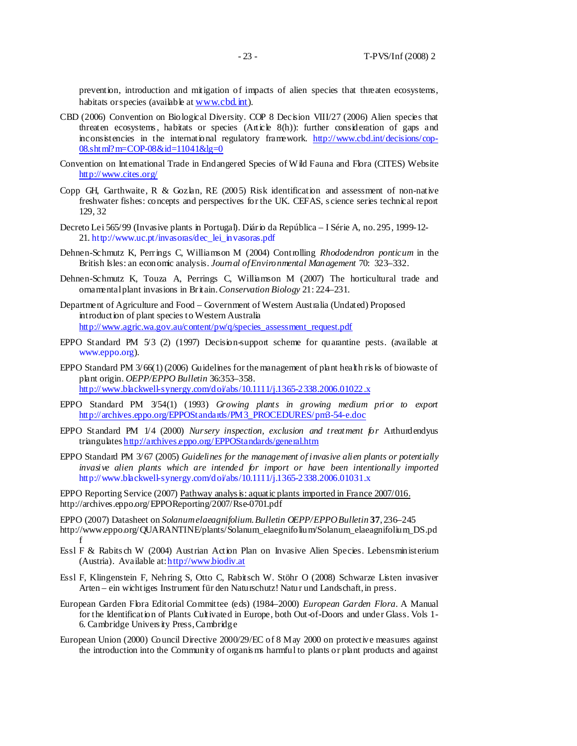prevention, introduction and mitigation of impacts of alien species that threaten ecosystems, habitats or species (available at www.cbd.int).

CBD (2006) Convention on Biological Diversity. COP 8 Decision VIII/27 (2006) Alien species that threaten ecosystems, habitats or species (Article 8(h)): further consideration of gaps and inconsistencies in the international regulatory framework. http://www.cbd.int/decisions/cop-08.shtml?m=COP-08&id=11041&lg=0

Convention on International Trade in Endangered Species of Wild Fauna and Flora (CITES) Website http://www.cites.org/

Copp GH, Garthwaite, R & Gozlan, RE (2005) Risk identification and assessment of non-native freshwater fishes: concepts and perspectives for the UK. CEFAS, science series technical report 129, 32

Decreto Lei 565/99 (Invasive plants in Portugal). Diário da República – I Série A, no. 295, 1999-12-21. http://www.uc.pt/invasoras/dec_lei_invasoras.pdf

Dehnen-Schmutz K, Perrings C, Williamson M (2004) Controlling *Rhododendron ponticum* in the British Isles: an economic analysis. *Journal of Environmental Management* 70: 323–332.

Dehnen-Schmutz K, Touza A, Perrings C, Williamson M (2007) The horticultural trade and ornamental plant invasions in Britain. *Conservation Biology* 21: 224–231.

Department of Agriculture and Food – Government of Western Australia (Undated) Proposed introduction of plant species to Western Australia http://www.agric.wa.gov.au/content/pw/q/species_assessment_request.pdf

EPPO Standard PM 5/3 (2) (1997) Decision-support scheme for quarantine pests. (available at www.eppo.org).

EPPO Standard PM 3/66(1) (2006) Guidelines for the management of plant health risks of biowaste of plant origin. *OEPP/EPPO Bulletin* 36:353–358. http://www.blackwell-synergy.com/doi/abs/10.1111/j.1365-2338.2006.01022.x

EPPO Standard PM 3/54(1) (1993) *Growing plants in growing medium prior to export* http://archives.eppo.org/EPPOStandards/PM3_PROCEDURES/pm3-54-e.doc

EPPO Standard PM 1/4 (2000) *Nursery inspection, exclusion and treatment for* Arthurdendyus triangulates http://archives.eppo.org/EPPOStandards/general.htm

EPPO Standard PM 3/67 (2005) *Guidelines for the management of invasive alien plants or potentially invasive alien plants which are intended for import or have been intentionally imported* http://www.blackwell-synergy.com/doi/abs/10.1111/j.1365-2338.2006.01031.x

EPPO Reporting Service (2007) Pathway analysis: aquatic plants imported in France 2007/016. http://archives.eppo.org/EPPOReporting/2007/Rse-0701.pdf

EPPO (2007) Datasheet on *Solanum elaeagnifolium*. *Bulletin OEPP/EPPO Bulletin* **37**, 236–245 http://www.eppo.org/QUARANTINE/plants/Solanum_elaegnifolium/Solanum_elaeagnifolium_DS.pdf

Essl F & Rabitsch W (2004) Austrian Action Plan on Invasive Alien Species. Lebensministerium (Austria). Available at: http://www.biodiv.at

Essl F, Klingenstein F, Nehring S, Otto C, Rabitsch W. Stöhr O (2008) Schwarze Listen invasiver Arten – ein wichtiges Instrument für den Naturschutz! Natur und Landschaft, in press.

European Garden Flora Editorial Committee (eds) (1984–2000) *European Garden Flora*. A Manual for the Identification of Plants Cultivated in Europe, both Out-of-Doors and under Glass. Vols 1-6. Cambridge University Press, Cambridge

European Union (2000) Council Directive 2000/29/EC of 8 May 2000 on protective measures against the introduction into the Community of organisms harmful to plants or plant products and against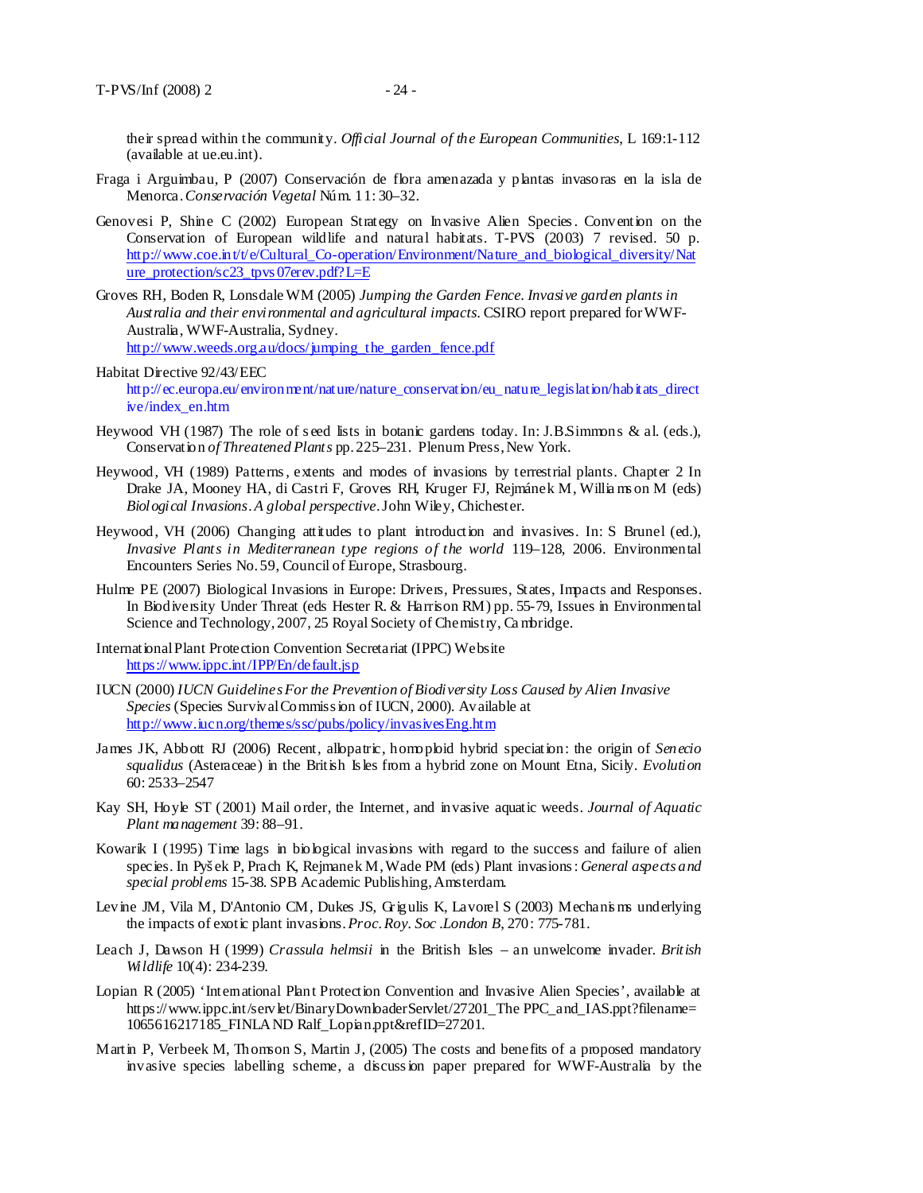their spread within the community. *Official Journal of the European Communities*, L 169:1-112 (available at ue.eu.int).

Fraga i Arguimbau, P (2007) Conservación de flora amenazada y plantas invasoras en la isla de Menorca. *Conservación Vegetal* Núm. 11: 30–32.

Genovesi P, Shine C (2002) European Strategy on Invasive Alien Species. Convention on the Conservation of European wildlife and natural habitats. T-PVS (2003) 7 revised. 50 p. http://www.coe.int/t/e/Cultural_Co-operation/Environment/Nature_and_biological_diversity/Nature_protection/sc23_tpvs07erev.pdf?L=E

Groves RH, Boden R, Lonsdale WM (2005) *Jumping the Garden Fence. Invasive garden plants in Australia and their environmental and agricultural impacts.* CSIRO report prepared for WWF-Australia, WWF-Australia, Sydney. http://www.weeds.org.au/docs/jumping_the_garden_fence.pdf

Habitat Directive 92/43/EEC http://ec.europa.eu/environment/nature/nature_conservation/eu_nature_legislation/habitats_directive/index_en.htm

Heywood VH (1987) The role of seed lists in botanic gardens today. In: J.B.Simmons & al. (eds.), Conservation *of Threatened Plants* pp. 225–231. Plenum Press, New York.

Heywood, VH (1989) Patterns, extents and modes of invasions by terrestrial plants. Chapter 2 In Drake JA, Mooney HA, di Castri F, Groves RH, Kruger FJ, Rejmánek M, Williamson M (eds) *Biological Invasions. A global perspective*. John Wiley, Chichester.

Heywood, VH (2006) Changing attitudes to plant introduction and invasives. In: S Brunel (ed.), *Invasive Plants in Mediterranean type regions of the world* 119–128, 2006. Environmental Encounters Series No. 59, Council of Europe, Strasbourg.

Hulme PE (2007) Biological Invasions in Europe: Drivers, Pressures, States, Impacts and Responses. In Biodiversity Under Threat (eds Hester R. & Harrison RM) pp. 55-79, Issues in Environmental Science and Technology, 2007, 25 Royal Society of Chemistry, Cambridge.

International Plant Protection Convention Secretariat (IPPC) Website https://www.ippc.int/IPP/En/default.jsp

IUCN (2000) *IUCN Guidelines For the Prevention of Biodiversity Loss Caused by Alien Invasive Species* (Species Survival Commission of IUCN, 2000). Available at http://www.iucn.org/themes/ssc/pubs/policy/invasivesEng.htm

James JK, Abbott RJ (2006) Recent, allopatric, homoploid hybrid speciation: the origin of *Senecio squalidus* (Asteraceae) in the British Isles from a hybrid zone on Mount Etna, Sicily. *Evolution* 60: 2533–2547

Kay SH, Hoyle ST (2001) Mail order, the Internet, and invasive aquatic weeds. *Journal of Aquatic Plant management* 39: 88–91.

Kowarik I (1995) Time lags in biological invasions with regard to the success and failure of alien species. In Pyšek P, Prach K, Rejmanek M, Wade PM (eds) Plant invasions: *General aspects and special problems* 15-38. SPB Academic Publishing, Amsterdam.

Levine JM, Vila M, D'Antonio CM, Dukes JS, Grigulis K, Lavorel S (2003) Mechanisms underlying the impacts of exotic plant invasions. *Proc. Roy. Soc .London B*, 270: 775-781.

Leach J, Dawson H (1999) *Crassula helmsii* in the British Isles – an unwelcome invader. *British Wildlife* 10(4): 234-239.

Lopian R (2005) 'International Plant Protection Convention and Invasive Alien Species', available at https://www.ippc.int/servlet/BinaryDownloaderServlet/27201_The PPC_and_IAS.ppt?filename=1065616217185_FINLAND Ralf_Lopian.ppt&refID=27201.

Martin P, Verbeek M, Thomson S, Martin J, (2005) The costs and benefits of a proposed mandatory invasive species labelling scheme, a discussion paper prepared for WWF-Australia by the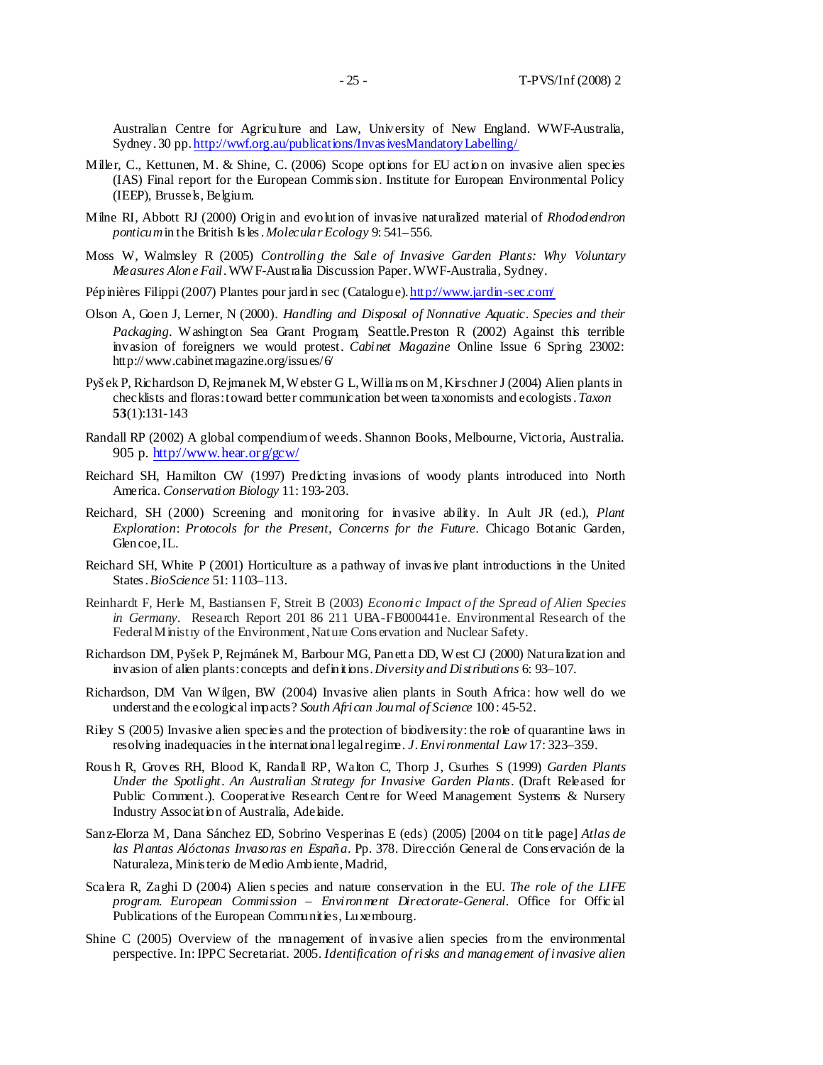Australian Centre for Agriculture and Law, University of New England. WWF-Australia, Sydney. 30 pp. http://wwf.org.au/publications/InvasivesMandatoryLabelling/

Miller, C., Kettunen, M. & Shine, C. (2006) Scope options for EU action on invasive alien species (IAS) Final report for the European Commission. Institute for European Environmental Policy (IEEP), Brussels, Belgium.

Milne RI, Abbott RJ (2000) Origin and evolution of invasive naturalized material of *Rhododendron ponticum* in the British Isles. *Molecular Ecology* 9: 541–556.

Moss W, Walmsley R (2005) *Controlling the Sale of Invasive Garden Plants: Why Voluntary Measures Alone Fail*. WWF-Australia Discussion Paper. WWF-Australia, Sydney.

Pépinières Filippi (2007) Plantes pour jardin sec (Catalogue). http://www.jardin-sec.com/

Olson A, Goen J, Lerner, N (2000). *Handling and Disposal of Nonnative Aquatic. Species and their Packaging*. Washington Sea Grant Program, Seattle.Preston R (2002) Against this terrible invasion of foreigners we would protest. *Cabinet Magazine* Online Issue 6 Spring 23002: http://www.cabinetmagazine.org/issues/6/

Pyšek P, Richardson D, Rejmanek M, Webster G L, Williamson M, Kirschner J (2004) Alien plants in checklists and floras: toward better communication between taxonomists and ecologists. *Taxon* **53**(1):131-143

Randall RP (2002) A global compendium of weeds. Shannon Books, Melbourne, Victoria, Australia. 905 p. http://www.hear.org/gcw/

Reichard SH, Hamilton CW (1997) Predicting invasions of woody plants introduced into North America. *Conservation Biology* 11: 193-203.

Reichard, SH (2000) Screening and monitoring for invasive ability. In Ault JR (ed.), *Plant Exploration*: *Protocols for the Present, Concerns for the Future*. Chicago Botanic Garden, Glencoe, IL.

Reichard SH, White P (2001) Horticulture as a pathway of invasive plant introductions in the United States. *BioScience* 51: 1103–113.

Reinhardt F, Herle M, Bastiansen F, Streit B (2003) *Economic Impact of the Spread of Alien Species in Germany*. Research Report 201 86 211 UBA-FB000441e. Environmental Research of the Federal Ministry of the Environment, Nature Conservation and Nuclear Safety.

Richardson DM, Pyšek P, Rejmánek M, Barbour MG, Panetta DD, West CJ (2000) Naturalization and invasion of alien plants: concepts and definitions. *Diversity and Distributions* 6: 93–107.

Richardson, DM Van Wilgen, BW (2004) Invasive alien plants in South Africa: how well do we understand the ecological impacts? *South African Journal of Science* 100: 45-52.

Riley S (2005) Invasive alien species and the protection of biodiversity: the role of quarantine laws in resolving inadequacies in the international legal regime. *J. Environmental Law* 17: 323–359.

Roush R, Groves RH, Blood K, Randall RP, Walton C, Thorp J, Csurhes S (1999) *Garden Plants Under the Spotlight*. *An Australian Strategy for Invasive Garden Plants*. (Draft Released for Public Comment.). Cooperative Research Centre for Weed Management Systems & Nursery Industry Association of Australia, Adelaide.

Sanz-Elorza M, Dana Sánchez ED, Sobrino Vesperinas E (eds) (2005) [2004 on title page] *Atlas de las Plantas Alóctonas Invasoras en España*. Pp. 378. Dirección General de Conservación de la Naturaleza, Ministerio de Medio Ambiente, Madrid,

Scalera R, Zaghi D (2004) Alien species and nature conservation in the EU. *The role of the LIFE program. European Commission – Environment Directorate-General*. Office for Official Publications of the European Communities, Luxembourg.

Shine C (2005) Overview of the management of invasive alien species from the environmental perspective. In: IPPC Secretariat. 2005. *Identification of risks and management of invasive alien*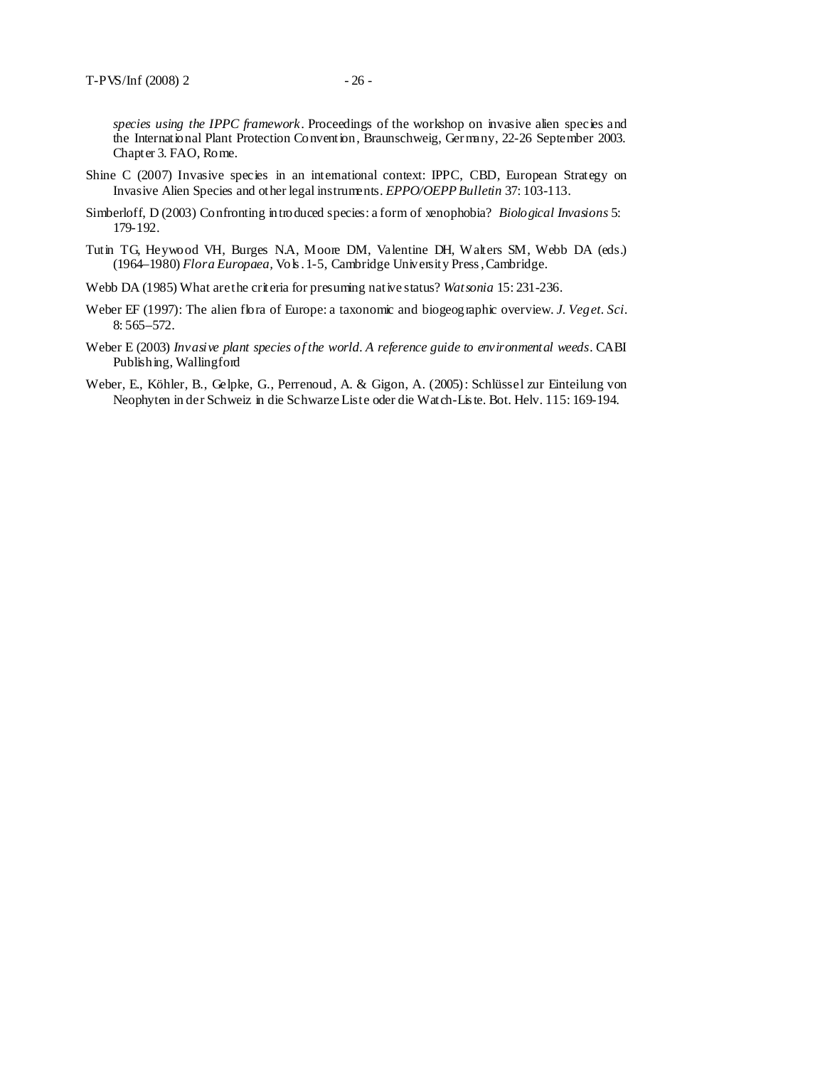*species using the IPPC framework*. Proceedings of the workshop on invasive alien species and the International Plant Protection Convention, Braunschweig, Germany, 22-26 September 2003. Chapter 3. FAO, Rome.

Shine C (2007) Invasive species in an international context: IPPC, CBD, European Strategy on Invasive Alien Species and other legal instruments. *EPPO/OEPP Bulletin* 37: 103-113.

Simberloff, D (2003) Confronting introduced species: a form of xenophobia? *Biological Invasions* 5: 179-192.

Tutin TG, Heywood VH, Burges NA, Moore DM, Valentine DH, Walters SM, Webb DA (eds.) (1964–1980) *Flora Europaea*, Vols. 1-5, Cambridge University Press, Cambridge.

Webb DA (1985) What are the criteria for presuming native status? *Watsonia* 15: 231-236.

Weber EF (1997): The alien flora of Europe: a taxonomic and biogeographic overview. *J. Veget. Sci*. 8: 565–572.

Weber E (2003) *Invasive plant species of the world. A reference guide to environmental weeds*. CABI Publishing, Wallingford

Weber, E., Köhler, B., Gelpke, G., Perrenoud, A. & Gigon, A. (2005): Schlüssel zur Einteilung von Neophyten in der Schweiz in die Schwarze Liste oder die Watch-Liste. Bot. Helv. 115: 169-194.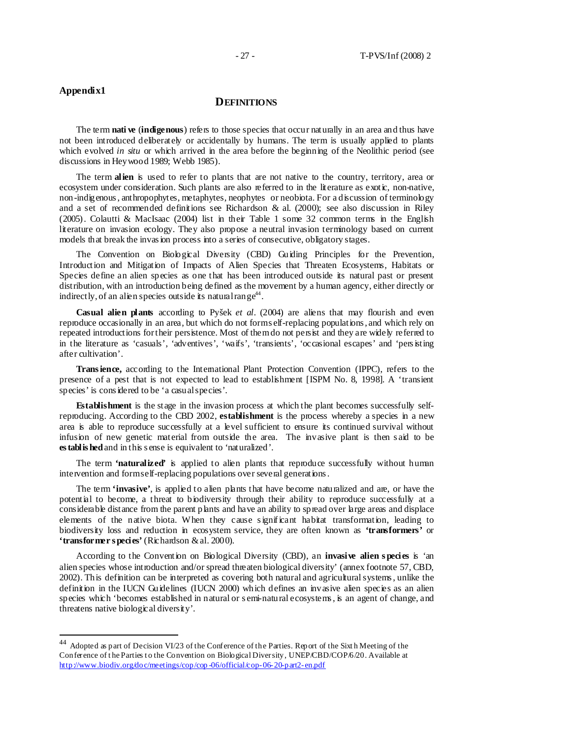**Appendix1**

## DEFINITIONS

The term **native** (**indigenous**) refers to those species that occur naturally in an area and thus have not been introduced deliberately or accidentally by humans. The term is usually applied to plants which evolved *in situ* or which arrived in the area before the beginning of the Neolithic period (see discussions in Heywood 1989; Webb 1985).

The term **alien** is used to refer to plants that are not native to the country, territory, area or ecosystem under consideration. Such plants are also referred to in the literature as exotic, non-native, non-indigenous, anthropophytes, metaphytes, neophytes or neobiota. For a discussion of terminology and a set of recommended definitions see Richardson & al. (2000); see also discussion in Riley (2005). Colautti & MacIsaac (2004) list in their Table 1 some 32 common terms in the English literature on invasion ecology. They also propose a neutral invasion terminology based on current models that break the invasion process into a series of consecutive, obligatory stages.

The Convention on Biological Diversity (CBD) Guiding Principles for the Prevention, Introduction and Mitigation of Impacts of Alien Species that Threaten Ecosystems, Habitats or Species define an alien species as one that has been introduced outside its natural past or present distribution, with an introduction being defined as the movement by a human agency, either directly or indirectly, of an alien species outside its natural range[44].

**Casual alien plants** according to Pyšek *et al*. (2004) are aliens that may flourish and even reproduce occasionally in an area, but which do not form self-replacing populations, and which rely on repeated introductions for their persistence. Most of them do not persist and they are widely referred to in the literature as 'casuals', 'adventives', 'waifs', 'transients', 'occasional escapes' and 'persisting after cultivation'.

**Transience,** according to the International Plant Protection Convention (IPPC), refers to the presence of a pest that is not expected to lead to establishment [ISPM No. 8, 1998]. A 'transient species' is considered to be 'a casual species'.

**Establishment** is the stage in the invasion process at which the plant becomes successfully self-reproducing. According to the CBD 2002, **establishment** is the process whereby a species in a new area is able to reproduce successfully at a level sufficient to ensure its continued survival without infusion of new genetic material from outside the area. The invasive plant is then said to be **established** and in this sense is equivalent to 'naturalized'.

The term **'naturalized'** is applied to alien plants that reproduce successfully without human intervention and form self-replacing populations over several generations.

The term **'invasive'**, is applied to alien plants that have become naturalized and are, or have the potential to become, a threat to biodiversity through their ability to reproduce successfully at a considerable distance from the parent plants and have an ability to spread over large areas and displace elements of the native biota. When they cause significant habitat transformation, leading to biodiversity loss and reduction in ecosystem service, they are often known as **'transformers'** or **'transformer species'** (Richardson & al. 2000).

According to the Convention on Biological Diversity (CBD), an **invasive alien species** is 'an alien species whose introduction and/or spread threaten biological diversity' (annex footnote 57, CBD, 2002). This definition can be interpreted as covering both natural and agricultural systems, unlike the definition in the IUCN Guidelines (IUCN 2000) which defines an invasive alien species as an alien species which 'becomes established in natural or semi-natural ecosystems, is an agent of change, and threatens native biological diversity'.

---

[44] Adopted as part of Decision VI/23 of the Conference of the Parties. Report of the Sixth Meeting of the Conference of the Parties to the Convention on Biological Diversity, UNEP/CBD/COP/6/20. Available at http://www.biodiv.org/doc/meetings/cop/cop-06/official/cop-06-20-part2-en.pdf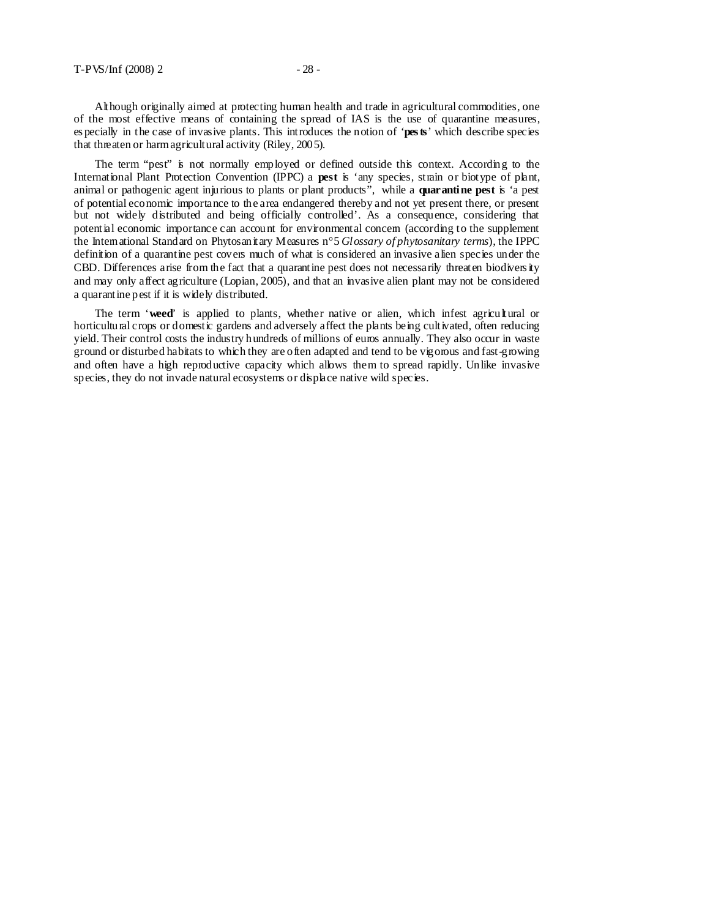Although originally aimed at protecting human health and trade in agricultural commodities, one of the most effective means of containing the spread of IAS is the use of quarantine measures, especially in the case of invasive plants. This introduces the notion of '**pests**' which describe species that threaten or harm agricultural activity (Riley, 2005).

The term "pest" is not normally employed or defined outside this context. According to the International Plant Protection Convention (IPPC) a **pest** is 'any species, strain or biotype of plant, animal or pathogenic agent injurious to plants or plant products", while a **quarantine pest** is 'a pest of potential economic importance to the area endangered thereby and not yet present there, or present but not widely distributed and being officially controlled'. As a consequence, considering that potential economic importance can account for environmental concern (according to the supplement the International Standard on Phytosanitary Measures n°5 *Glossary of phytosanitary terms*), the IPPC definition of a quarantine pest covers much of what is considered an invasive alien species under the CBD. Differences arise from the fact that a quarantine pest does not necessarily threaten biodiversity and may only affect agriculture (Lopian, 2005), and that an invasive alien plant may not be considered a quarantine pest if it is widely distributed.

The term '**weed**' is applied to plants, whether native or alien, which infest agricultural or horticultural crops or domestic gardens and adversely affect the plants being cultivated, often reducing yield. Their control costs the industry hundreds of millions of euros annually. They also occur in waste ground or disturbed habitats to which they are often adapted and tend to be vigorous and fast-growing and often have a high reproductive capacity which allows them to spread rapidly. Unlike invasive species, they do not invade natural ecosystems or displace native wild species.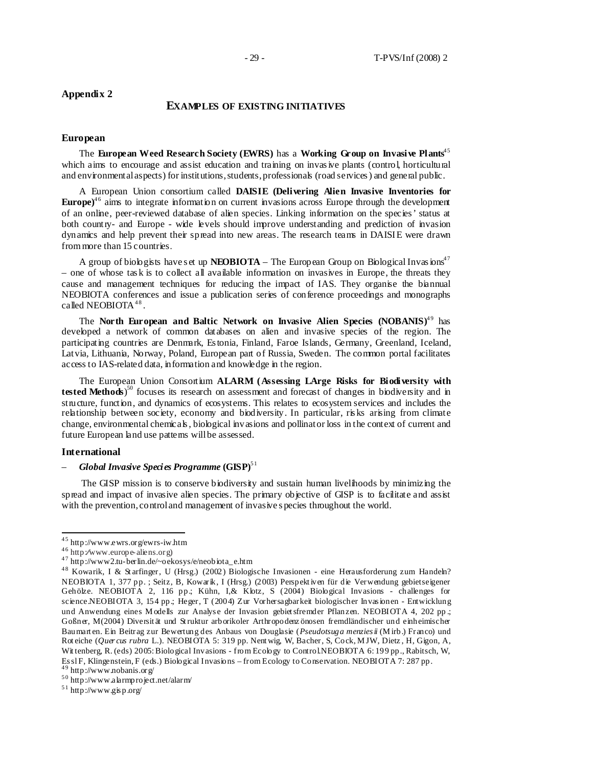**Appendix 2**

## EXAMPLES OF EXISTING INITIATIVES

### European

The **European Weed Research Society (EWRS)** has a **Working Group on Invasive Plants**[45] which aims to encourage and assist education and training on invasive plants (control, horticultural and environmental aspects) for institutions, students, professionals (road services) and general public.

A European Union consortium called **DAISIE (Delivering Alien Invasive Inventories for Europe)**[46] aims to integrate information on current invasions across Europe through the development of an online, peer-reviewed database of alien species. Linking information on the species' status at both country- and Europe - wide levels should improve understanding and prediction of invasion dynamics and help prevent their spread into new areas. The research teams in DAISIE were drawn from more than 15 countries.

A group of biologists have set up **NEOBIOTA** – The European Group on Biological Invasions[47] – one of whose task is to collect all available information on invasives in Europe, the threats they cause and management techniques for reducing the impact of IAS. They organise the biannual NEOBIOTA conferences and issue a publication series of conference proceedings and monographs called NEOBIOTA[48].

The **North European and Baltic Network on Invasive Alien Species (NOBANIS)**[49] has developed a network of common databases on alien and invasive species of the region. The participating countries are Denmark, Estonia, Finland, Faroe Islands, Germany, Greenland, Iceland, Latvia, Lithuania, Norway, Poland, European part of Russia, Sweden. The common portal facilitates access to IAS-related data, information and knowledge in the region.

The European Union Consortium **ALARM (Assessing LArge Risks for Biodiversity with tested Methods)**[50] focuses its research on assessment and forecast of changes in biodiversity and in structure, function, and dynamics of ecosystems. This relates to ecosystem services and includes the relationship between society, economy and biodiversity. In particular, risks arising from climate change, environmental chemicals, biological invasions and pollinator loss in the context of current and future European land use patterns will be assessed.

### International

– ***Global Invasive Species Programme* (GISP)**[51]

The GISP mission is to conserve biodiversity and sustain human livelihoods by minimizing the spread and impact of invasive alien species. The primary objective of GISP is to facilitate and assist with the prevention, control and management of invasive species throughout the world.

---

[45] http://www.ewrs.org/ewrs-iw.htm

[46] http://www.europe-aliens.org)

[47] http://www2.tu-berlin.de/~oekosys/e/neobiota_e.htm

[48] Kowarik, I & Starfinger, U (Hrsg.) (2002) Biologische Invasionen - eine Herausforderung zum Handeln? NEOBIOTA 1, 377 pp. ; Seitz, B, Kowarik, I (Hrsg.) (2003) Perspektiven für die Verwendung gebietseigener Gehölze. NEOBIOTA 2, 116 pp.; Kühn, I,& Klotz, S (2004) Biological Invasions - challenges for science.NEOBIOTA 3, 154 pp.; Heger, T (2004) Zur Vorhersagbarkeit biologischer Invasionen - Entwicklung und Anwendung eines Modells zur Analyse der Invasion gebietsfremder Pflanzen. NEOBIOTA 4, 202 pp.; Goßner, M(2004) Diversität und Struktur arborikoler Arthropodenzönosen fremdländischer und einheimischer Baumarten. Ein Beitrag zur Bewertung des Anbaus von Douglasie (*Pseudotsuga menziesii* (Mirb.) Franco) und Roteiche (*Quercus rubra* L.). NEOBIOTA 5: 319 pp. Nentwig, W, Bacher, S, Cock, MJW, Dietz, H, Gigon, A, Wittenberg, R. (eds) 2005: Biological Invasions - from Ecology to Control.NEOBIOTA 6: 199 pp., Rabitsch, W, Essl F, Klingenstein, F (eds.) Biological Invasions – from Ecology to Conservation. NEOBIOTA 7: 287 pp.

[49] http://www.nobanis.org/

[50] http://www.alarmproject.net/alarm/

[51] http://www.gisp.org/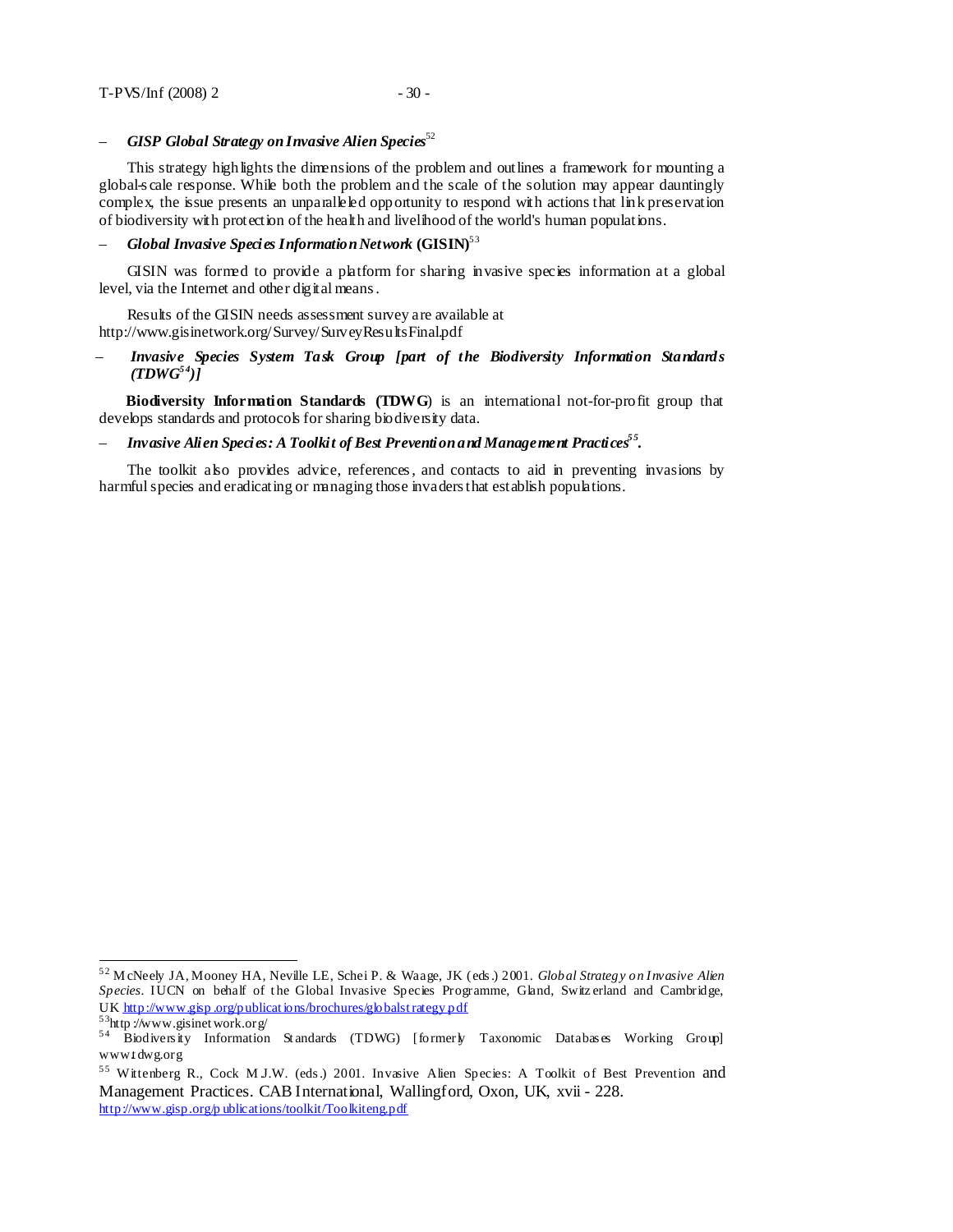– ***GISP Global Strategy on Invasive Alien Species***[52]

This strategy highlights the dimensions of the problem and outlines a framework for mounting a global-scale response. While both the problem and the scale of the solution may appear dauntingly complex, the issue presents an unparalleled opportunity to respond with actions that link preservation of biodiversity with protection of the health and livelihood of the world's human populations.

– ***Global Invasive Species Information Network* (GISIN)**[53]

GISIN was formed to provide a platform for sharing invasive species information at a global level, via the Internet and other digital means.

Results of the GISIN needs assessment survey are available at http://www.gisinetwork.org/Survey/SurveyResultsFinal.pdf

– ***Invasive Species System Task Group [part of the Biodiversity Information Standards (TDWG[54])]***

**Biodiversity Information Standards (TDWG)** is an international not-for-profit group that develops standards and protocols for sharing biodiversity data.

– ***Invasive Alien Species: A Toolkit of Best Prevention and Management Practices[55].***

The toolkit also provides advice, references, and contacts to aid in preventing invasions by harmful species and eradicating or managing those invaders that establish populations.

---

[52] McNeely JA, Mooney HA, Neville LE, Schei P. & Waage, JK (eds.) 2001. *Global Strategy on Invasive Alien Species*. IUCN on behalf of the Global Invasive Species Programme, Gland, Switzerland and Cambridge, UK http://www.gisp.org/publications/brochures/globalstrategy.pdf

[53] http://www.gisinetwork.org/

[54] Biodiversity Information Standards (TDWG) [formerly Taxonomic Databases Working Group] www.tdwg.org

[55] Wittenberg R., Cock M.J.W. (eds.) 2001. Invasive Alien Species: A Toolkit of Best Prevention and Management Practices. CAB International, Wallingford, Oxon, UK, xvii - 228. http://www.gisp.org/publications/toolkit/Toolkiteng.pdf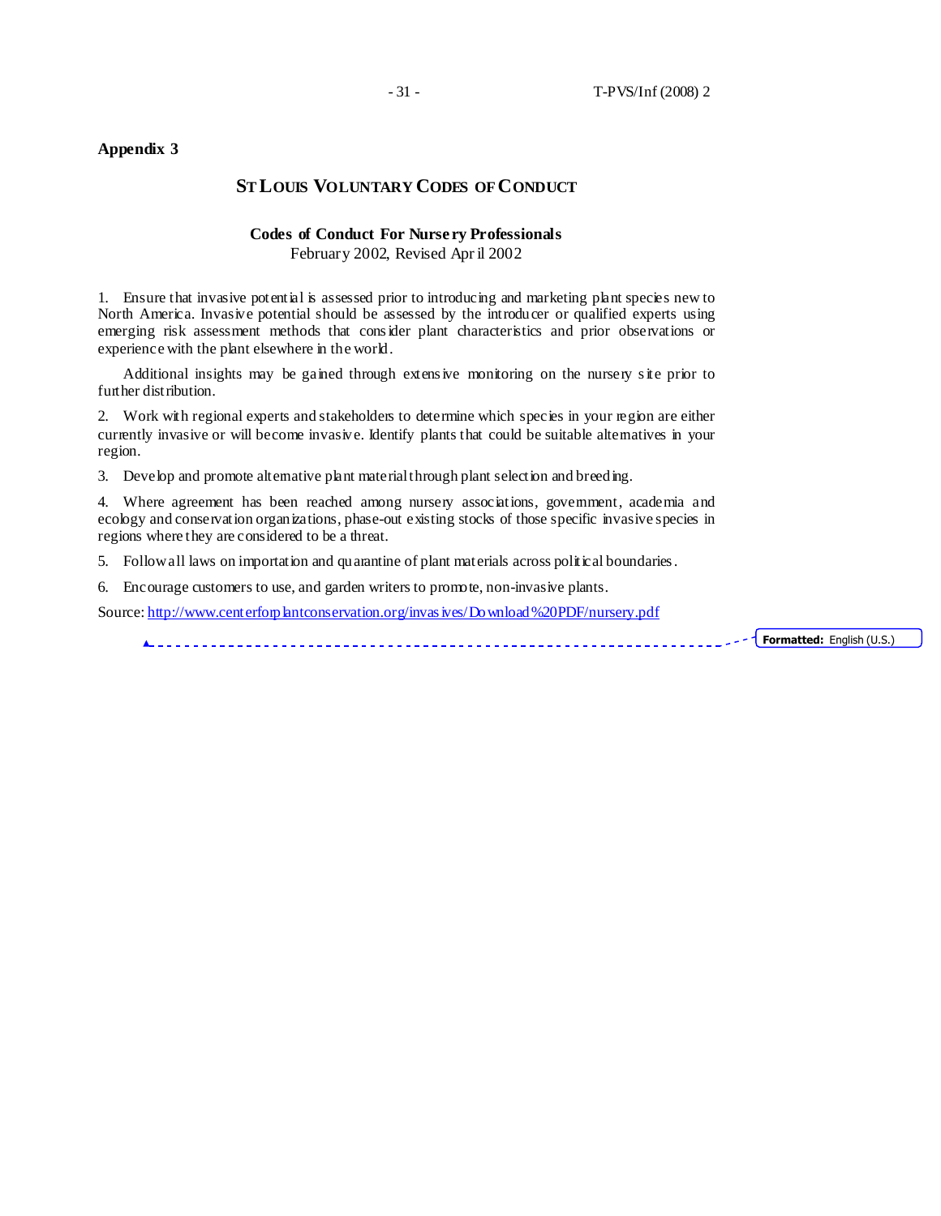**Appendix 3**

## ST LOUIS VOLUNTARY CODES OF CONDUCT

### Codes of Conduct For Nursery Professionals

February 2002, Revised April 2002

1. Ensure that invasive potential is assessed prior to introducing and marketing plant species new to North America. Invasive potential should be assessed by the introducer or qualified experts using emerging risk assessment methods that consider plant characteristics and prior observations or experience with the plant elsewhere in the world.

   Additional insights may be gained through extensive monitoring on the nursery site prior to further distribution.

2. Work with regional experts and stakeholders to determine which species in your region are either currently invasive or will become invasive. Identify plants that could be suitable alternatives in your region.

3. Develop and promote alternative plant material through plant selection and breeding.

4. Where agreement has been reached among nursery associations, government, academia and ecology and conservation organizations, phase-out existing stocks of those specific invasive species in regions where they are considered to be a threat.

5. Follow all laws on importation and quarantine of plant materials across political boundaries.

6. Encourage customers to use, and garden writers to promote, non-invasive plants.

Source: http://www.centerforplantconservation.org/invasives/Download%20PDF/nursery.pdf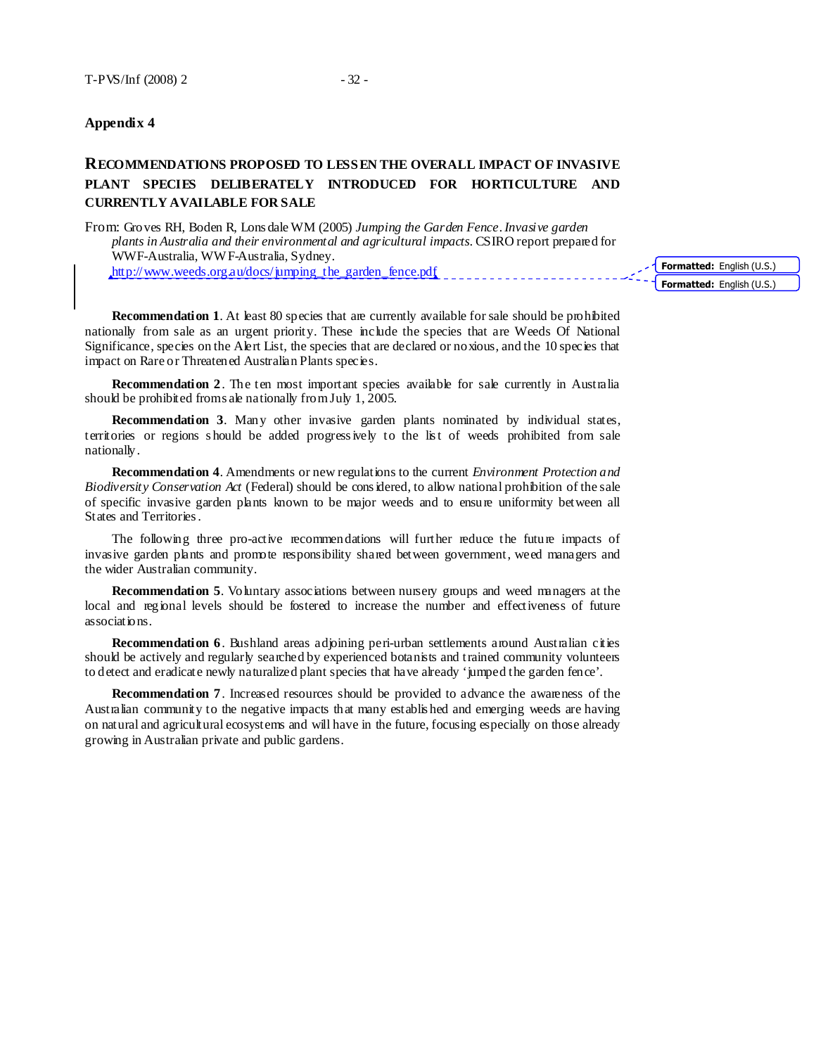## Appendix 4

### RECOMMENDATIONS PROPOSED TO LESSEN THE OVERALL IMPACT OF INVASIVE PLANT SPECIES DELIBERATELY INTRODUCED FOR HORTICULTURE AND CURRENTLY AVAILABLE FOR SALE

From: Groves RH, Boden R, Lonsdale WM (2005) *Jumping the Garden Fence. Invasive garden plants in Australia and their environmental and agricultural impacts.* CSIRO report prepared for WWF-Australia, WWF-Australia, Sydney. http://www.weeds.org.au/docs/jumping_the_garden_fence.pdf

**Recommendation 1**. At least 80 species that are currently available for sale should be prohibited nationally from sale as an urgent priority. These include the species that are Weeds Of National Significance, species on the Alert List, the species that are declared or noxious, and the 10 species that impact on Rare or Threatened Australian Plants species.

**Recommendation 2**. The ten most important species available for sale currently in Australia should be prohibited from sale nationally from July 1, 2005.

**Recommendation 3**. Many other invasive garden plants nominated by individual states, territories or regions should be added progressively to the list of weeds prohibited from sale nationally.

**Recommendation 4**. Amendments or new regulations to the current *Environment Protection and Biodiversity Conservation Act* (Federal) should be considered, to allow national prohibition of the sale of specific invasive garden plants known to be major weeds and to ensure uniformity between all States and Territories.

The following three pro-active recommendations will further reduce the future impacts of invasive garden plants and promote responsibility shared between government, weed managers and the wider Australian community.

**Recommendation 5**. Voluntary associations between nursery groups and weed managers at the local and regional levels should be fostered to increase the number and effectiveness of future associations.

**Recommendation 6**. Bushland areas adjoining peri-urban settlements around Australian cities should be actively and regularly searched by experienced botanists and trained community volunteers to detect and eradicate newly naturalized plant species that have already 'jumped the garden fence'.

**Recommendation 7**. Increased resources should be provided to advance the awareness of the Australian community to the negative impacts that many established and emerging weeds are having on natural and agricultural ecosystems and will have in the future, focusing especially on those already growing in Australian private and public gardens.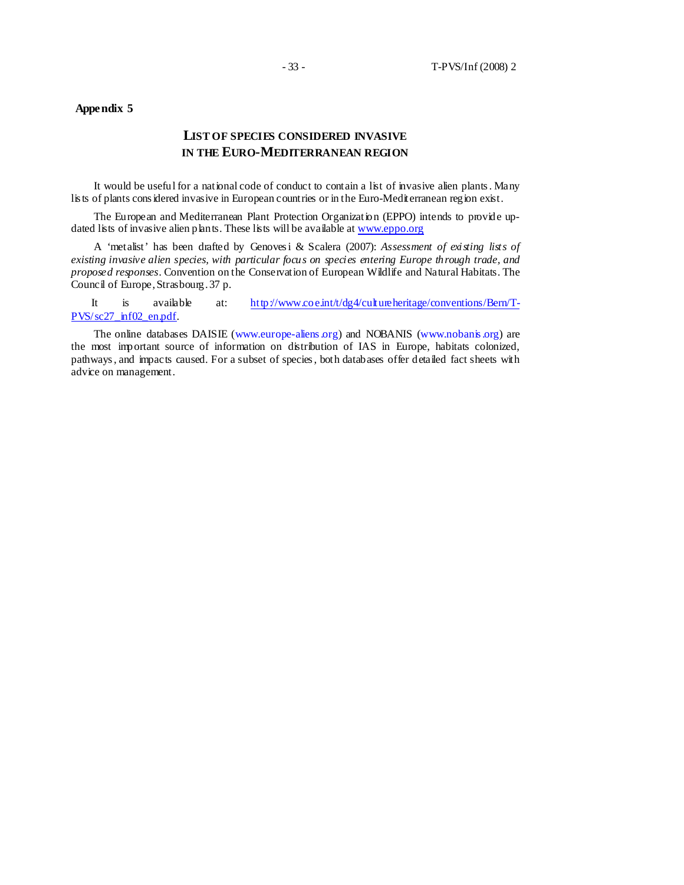**Appendix 5**

## LIST OF SPECIES CONSIDERED INVASIVE IN THE EURO-MEDITERRANEAN REGION

It would be useful for a national code of conduct to contain a list of invasive alien plants. Many lists of plants considered invasive in European countries or in the Euro-Mediterranean region exist.

The European and Mediterranean Plant Protection Organization (EPPO) intends to provide up-dated lists of invasive alien plants. These lists will be available at [www.eppo.org](www.eppo.org)

A 'metalist' has been drafted by Genovesi & Scalera (2007): *Assessment of existing lists of existing invasive alien species, with particular focus on species entering Europe through trade, and proposed responses*. Convention on the Conservation of European Wildlife and Natural Habitats. The Council of Europe, Strasbourg. 37 p.

It is available at: [http://www.coe.int/t/dg4/cultureheritage/conventions/Bern/T-PVS/sc27_inf02_en.pdf](http://www.coe.int/t/dg4/cultureheritage/conventions/Bern/T-PVS/sc27_inf02_en.pdf).

The online databases DAISIE (www.europe-aliens.org) and NOBANIS (www.nobanis.org) are the most important source of information on distribution of IAS in Europe, habitats colonized, pathways, and impacts caused. For a subset of species, both databases offer detailed fact sheets with advice on management.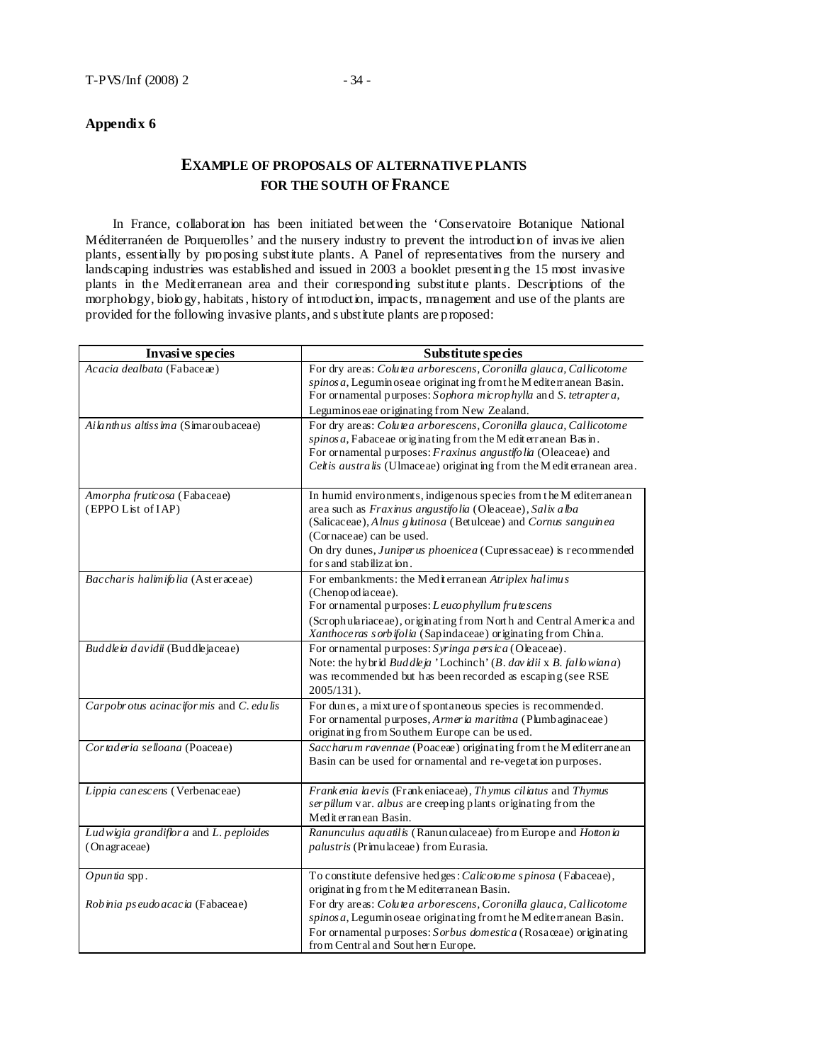## Appendix 6

### EXAMPLE OF PROPOSALS OF ALTERNATIVE PLANTS FOR THE SOUTH OF FRANCE

In France, collaboration has been initiated between the 'Conservatoire Botanique National Méditerranéen de Porquerolles' and the nursery industry to prevent the introduction of invasive alien plants, essentially by proposing substitute plants. A Panel of representatives from the nursery and landscaping industries was established and issued in 2003 a booklet presenting the 15 most invasive plants in the Mediterranean area and their corresponding substitute plants. Descriptions of the morphology, biology, habitats, history of introduction, impacts, management and use of the plants are provided for the following invasive plants, and substitute plants are proposed:

| Invasive species | Substitute species |
|---|---|
| *Acacia dealbata* (Fabaceae) | For dry areas: *Colutea arborescens, Coronilla glauca, Callicotome spinosa*, Leguminoseae originating from the Mediterranean Basin. For ornamental purposes: *Sophora microphylla* and *S. tetraptera*, Leguminoseae originating from New Zealand. |
| *Ailanthus altissima* (Simaroubaceae) | For dry areas: *Colutea arborescens, Coronilla glauca, Callicotome spinosa*, Fabaceae originating from the Mediterranean Basin. For ornamental purposes: *Fraxinus angustifolia* (Oleaceae) and *Celtis australis* (Ulmaceae) originating from the Mediterranean area. |
| *Amorpha fruticosa* (Fabaceae) (EPPO List of IAP) | In humid environments, indigenous species from the Mediterranean area such as *Fraxinus angustifolia* (Oleaceae), *Salix alba* (Salicaceae), *Alnus glutinosa* (Betulceae) and *Cornus sanguinea* (Cornaceae) can be used. On dry dunes, *Juniperus phoenicea* (Cupressaceae) is recommended for sand stabilization. |
| *Baccharis halimifolia* (Asteraceae) | For embankments: the Mediterranean *Atriplex halimus* (Chenopodiaceae). For ornamental purposes: *Leucophyllum frutescens* (Scrophulariaceae), originating from North and Central America and *Xanthoceras sorbifolia* (Sapindaceae) originating from China. |
| *Buddleia davidii* (Buddlejaceae) | For ornamental purposes: *Syringa persica* (Oleaceae). Note: the hybrid *Buddleja* 'Lochinch' (*B. davidii* x *B. fallowiana*) was recommended but has been recorded as escaping (see RSE 2005/131). |
| *Carpobrotus acinaciformis* and *C. edulis* | For dunes, a mixture of spontaneous species is recommended. For ornamental purposes, *Armeria maritima* (Plumbaginaceae) originating from Southern Europe can be used. |
| *Cortaderia selloana* (Poaceae) | *Saccharum ravennae* (Poaceae) originating from the Mediterranean Basin can be used for ornamental and re-vegetation purposes. |
| *Lippia canescens* (Verbenaceae) | *Frankenia laevis* (Frankeniaceae), *Thymus ciliatus* and *Thymus serpillum* var. *albus* are creeping plants originating from the Mediterranean Basin. |
| *Ludwigia grandiflora* and *L. peploides* (Onagraceae) | *Ranunculus aquatilis* (Ranunculaceae) from Europe and *Hottonia palustris* (Primulaceae) from Eurasia. |
| *Opuntia* spp. | To constitute defensive hedges: *Calicotome spinosa* (Fabaceae), originating from the Mediterranean Basin. |
| *Robinia pseudoacacia* (Fabaceae) | For dry areas: *Colutea arborescens, Coronilla glauca, Callicotome spinosa*, Leguminoseae originating from the Mediterranean Basin. For ornamental purposes: *Sorbus domestica* (Rosaceae) originating from Central and Southern Europe. |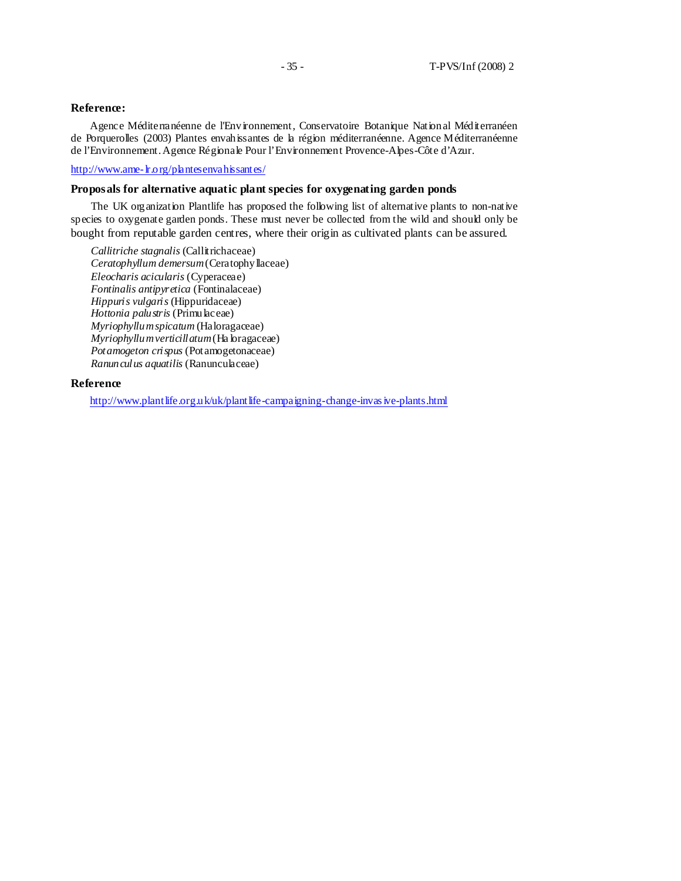**Reference:**

Agence Méditerranéenne de l'Environnement, Conservatoire Botanique National Méditerranéen de Porquerolles (2003) Plantes envahissantes de la région méditerranéenne. Agence Méditerranéenne de l'Environnement. Agence Régionale Pour l'Environnement Provence-Alpes-Côte d'Azur.

http://www.ame-lr.org/plantesenvahissantes/

**Proposals for alternative aquatic plant species for oxygenating garden ponds**

The UK organization Plantlife has proposed the following list of alternative plants to non-native species to oxygenate garden ponds. These must never be collected from the wild and should only be bought from reputable garden centres, where their origin as cultivated plants can be assured.

*Callitriche stagnalis* (Callitrichaceae)
*Ceratophyllum demersum* (Ceratophyllaceae)
*Eleocharis acicularis* (Cyperaceae)
*Fontinalis antipyretica* (Fontinalaceae)
*Hippuris vulgaris* (Hippuridaceae)
*Hottonia palustris* (Primulaceae)
*Myriophyllum spicatum* (Haloragaceae)
*Myriophyllum verticillatum* (Haloragaceae)
*Potamogeton crispus* (Potamogetonaceae)
*Ranunculus aquatilis* (Ranunculaceae)

**Reference**

http://www.plantlife.org.uk/uk/plantlife-campaigning-change-invasive-plants.html